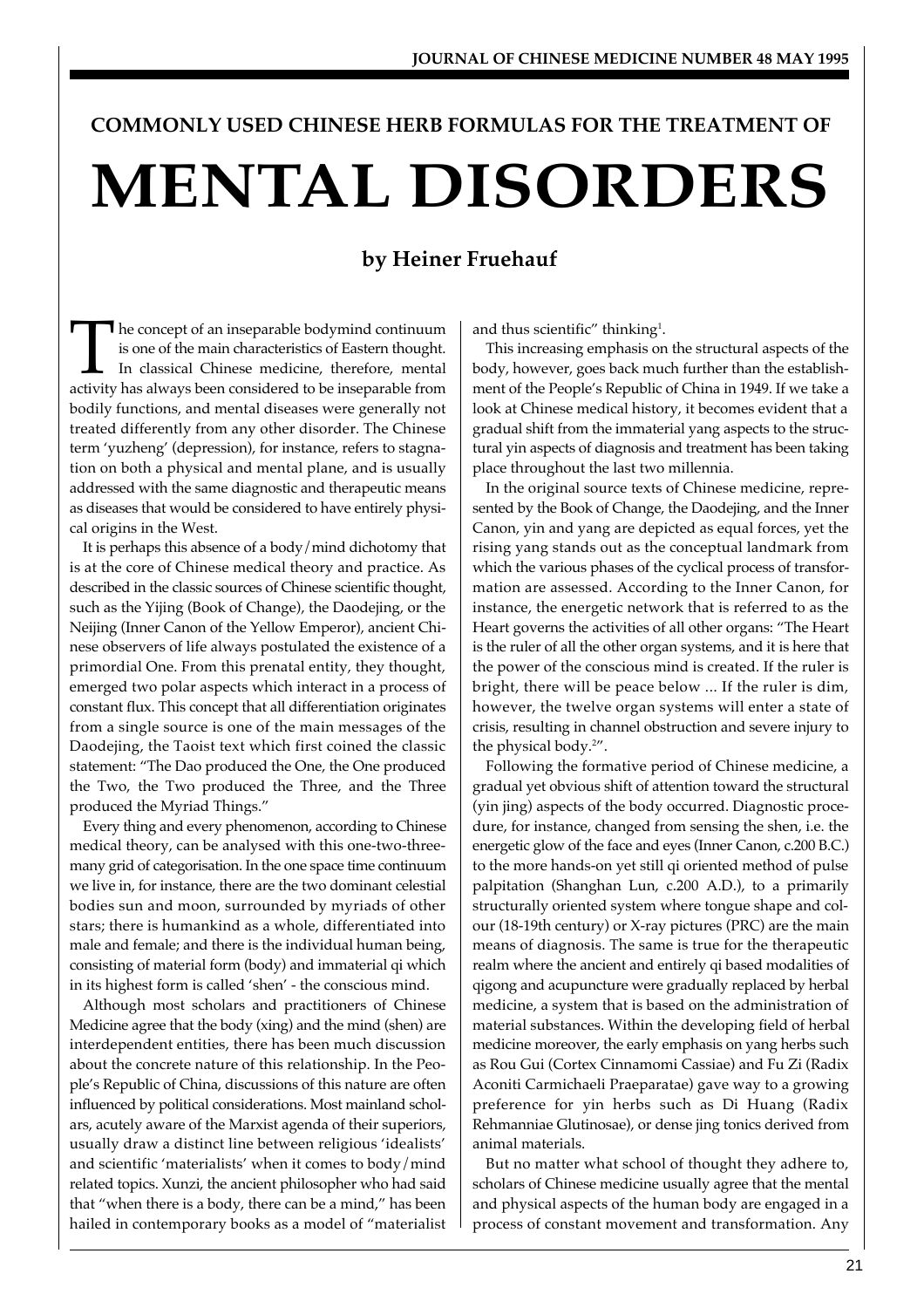## COMMONLY USED CHINESE HERB FORMULAS FOR THE TREATMENT OF

# MENTAL DISORDERS

### by Heiner Fruehauf

The concept of an inseparable bodymind continuum is one of the main characteristics of Eastern thought. In classical Chinese medicine, therefore, mental activity has always been considered to be inseparable from bodily functions, and mental diseases were generally not treated differently from any other disorder. The Chinese term 'yuzheng' (depression), for instance, refers to stagnation on both a physical and mental plane, and is usually addressed with the same diagnostic and therapeutic means as diseases that would be considered to have entirely physical origins in the West.

It is perhaps this absence of a body/mind dichotomy that is at the core of Chinese medical theory and practice. As described in the classic sources of Chinese scientific thought, such as the Yijing (Book of Change), the Daodejing, or the Neijing (Inner Canon of the Yellow Emperor), ancient Chinese observers of life always postulated the existence of a primordial One. From this prenatal entity, they thought, emerged two polar aspects which interact in a process of constant flux. This concept that all differentiation originates from a single source is one of the main messages of the Daodejing, the Taoist text which first coined the classic statement: "The Dao produced the One, the One produced the Two, the Two produced the Three, and the Three produced the Myriad Things."

Every thing and every phenomenon, according to Chinese medical theory, can be analysed with this one-two-three-many grid of categorisation. In the one space time continuum we live in, for instance, there are the two dominant celestial bodies sun and moon, surrounded by myriads of other stars; there is humankind as a whole, differentiated into male and female; and there is the individual human being, consisting of material form (body) and immaterial qi which in its highest form is called 'shen' - the conscious mind.

Although most scholars and practitioners of Chinese Medicine agree that the body (xing) and the mind (shen) are interdependent entities, there has been much discussion about the concrete nature of this relationship. In the People's Republic of China, discussions of this nature are often influenced by political considerations. Most mainland scholars, acutely aware of the Marxist agenda of their superiors, usually draw a distinct line between religious 'idealists' and scientific 'materialists' when it comes to body/mind related topics. Xunzi, the ancient philosopher who had said that "when there is a body, there can be a mind," has been hailed in contemporary books as a model of "materialist and thus scientific" thinking[1].

This increasing emphasis on the structural aspects of the body, however, goes back much further than the establishment of the People's Republic of China in 1949. If we take a look at Chinese medical history, it becomes evident that a gradual shift from the immaterial yang aspects to the structural yin aspects of diagnosis and treatment has been taking place throughout the last two millennia.

In the original source texts of Chinese medicine, represented by the Book of Change, the Daodejing, and the Inner Canon, yin and yang are depicted as equal forces, yet the rising yang stands out as the conceptual landmark from which the various phases of the cyclical process of transformation are assessed. According to the Inner Canon, for instance, the energetic network that is referred to as the Heart governs the activities of all other organs: "The Heart is the ruler of all the other organ systems, and it is here that the power of the conscious mind is created. If the ruler is bright, there will be peace below ... If the ruler is dim, however, the twelve organ systems will enter a state of crisis, resulting in channel obstruction and severe injury to the physical body.[2]".

Following the formative period of Chinese medicine, a gradual yet obvious shift of attention toward the structural (yin jing) aspects of the body occurred. Diagnostic procedure, for instance, changed from sensing the shen, i.e. the energetic glow of the face and eyes (Inner Canon, c.200 B.C.) to the more hands-on yet still qi oriented method of pulse palpitation (Shanghan Lun, c.200 A.D.), to a primarily structurally oriented system where tongue shape and colour (18-19th century) or X-ray pictures (PRC) are the main means of diagnosis. The same is true for the therapeutic realm where the ancient and entirely qi based modalities of qigong and acupuncture were gradually replaced by herbal medicine, a system that is based on the administration of material substances. Within the developing field of herbal medicine moreover, the early emphasis on yang herbs such as Rou Gui (Cortex Cinnamomi Cassiae) and Fu Zi (Radix Aconiti Carmichaeli Praeparatae) gave way to a growing preference for yin herbs such as Di Huang (Radix Rehmanniae Glutinosae), or dense jing tonics derived from animal materials.

But no matter what school of thought they adhere to, scholars of Chinese medicine usually agree that the mental and physical aspects of the human body are engaged in a process of constant movement and transformation. Any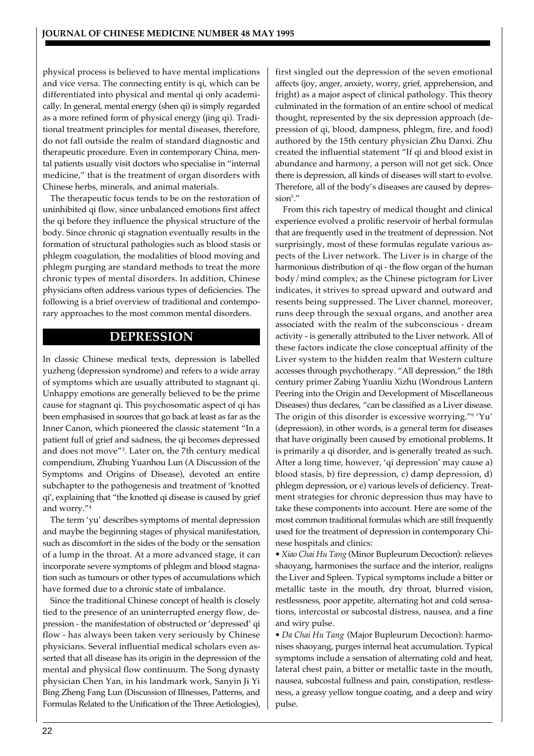physical process is believed to have mental implications and vice versa. The connecting entity is qi, which can be differentiated into physical and mental qi only academically. In general, mental energy (shen qi) is simply regarded as a more refined form of physical energy (jing qi). Traditional treatment principles for mental diseases, therefore, do not fall outside the realm of standard diagnostic and therapeutic procedure. Even in contemporary China, mental patients usually visit doctors who specialise in "internal medicine," that is the treatment of organ disorders with Chinese herbs, minerals, and animal materials.

The therapeutic focus tends to be on the restoration of uninhibited qi flow, since unbalanced emotions first affect the qi before they influence the physical structure of the body. Since chronic qi stagnation eventually results in the formation of structural pathologies such as blood stasis or phlegm coagulation, the modalities of blood moving and phlegm purging are standard methods to treat the more chronic types of mental disorders. In addition, Chinese physicians often address various types of deficiencies. The following is a brief overview of traditional and contemporary approaches to the most common mental disorders.

## DEPRESSION

In classic Chinese medical texts, depression is labelled yuzheng (depression syndrome) and refers to a wide array of symptoms which are usually attributed to stagnant qi. Unhappy emotions are generally believed to be the prime cause for stagnant qi. This psychosomatic aspect of qi has been emphasised in sources that go back at least as far as the Inner Canon, which pioneered the classic statement "In a patient full of grief and sadness, the qi becomes depressed and does not move"[3]. Later on, the 7th century medical compendium, Zhubing Yuanhou Lun (A Discussion of the Symptoms and Origins of Disease), devoted an entire subchapter to the pathogenesis and treatment of 'knotted qi', explaining that "the knotted qi disease is caused by grief and worry."[4]

The term 'yu' describes symptoms of mental depression and maybe the beginning stages of physical manifestation, such as discomfort in the sides of the body or the sensation of a lump in the throat. At a more advanced stage, it can incorporate severe symptoms of phlegm and blood stagnation such as tumours or other types of accumulations which have formed due to a chronic state of imbalance.

Since the traditional Chinese concept of health is closely tied to the presence of an uninterrupted energy flow, depression - the manifestation of obstructed or 'depressed' qi flow - has always been taken very seriously by Chinese physicians. Several influential medical scholars even asserted that all disease has its origin in the depression of the mental and physical flow continuum. The Song dynasty physician Chen Yan, in his landmark work, Sanyin Ji Yi Bing Zheng Fang Lun (Discussion of Illnesses, Patterns, and Formulas Related to the Unification of the Three Aetiologies), first singled out the depression of the seven emotional affects (joy, anger, anxiety, worry, grief, apprehension, and fright) as a major aspect of clinical pathology. This theory culminated in the formation of an entire school of medical thought, represented by the six depression approach (depression of qi, blood, dampness, phlegm, fire, and food) authored by the 15th century physician Zhu Danxi. Zhu created the influential statement "If qi and blood exist in abundance and harmony, a person will not get sick. Once there is depression, all kinds of diseases will start to evolve. Therefore, all of the body's diseases are caused by depression[5]."

From this rich tapestry of medical thought and clinical experience evolved a prolific reservoir of herbal formulas that are frequently used in the treatment of depression. Not surprisingly, most of these formulas regulate various aspects of the Liver network. The Liver is in charge of the harmonious distribution of qi - the flow organ of the human body/mind complex; as the Chinese pictogram for Liver indicates, it strives to spread upward and outward and resents being suppressed. The Liver channel, moreover, runs deep through the sexual organs, and another area associated with the realm of the subconscious - dream activity - is generally attributed to the Liver network. All of these factors indicate the close conceptual affinity of the Liver system to the hidden realm that Western culture accesses through psychotherapy. "All depression," the 18th century primer Zabing Yuanliu Xizhu (Wondrous Lantern Peering into the Origin and Development of Miscellaneous Diseases) thus declares, "can be classified as a Liver disease. The origin of this disorder is excessive worrying."[6] 'Yu' (depression), in other words, is a general term for diseases that have originally been caused by emotional problems. It is primarily a qi disorder, and is generally treated as such. After a long time, however, 'qi depression' may cause a) blood stasis, b) fire depression, c) damp depression, d) phlegm depression, or e) various levels of deficiency. Treatment strategies for chronic depression thus may have to take these components into account. Here are some of the most common traditional formulas which are still frequently used for the treatment of depression in contemporary Chinese hospitals and clinics:

- *Xiao Chai Hu Tang* (Minor Bupleurum Decoction): relieves shaoyang, harmonises the surface and the interior, realigns the Liver and Spleen. Typical symptoms include a bitter or metallic taste in the mouth, dry throat, blurred vision, restlessness, poor appetite, alternating hot and cold sensations, intercostal or subcostal distress, nausea, and a fine and wiry pulse.
- *Da Chai Hu Tang* (Major Bupleurum Decoction): harmonises shaoyang, purges internal heat accumulation. Typical symptoms include a sensation of alternating cold and heat, lateral chest pain, a bitter or metallic taste in the mouth, nausea, subcostal fullness and pain, constipation, restlessness, a greasy yellow tongue coating, and a deep and wiry pulse.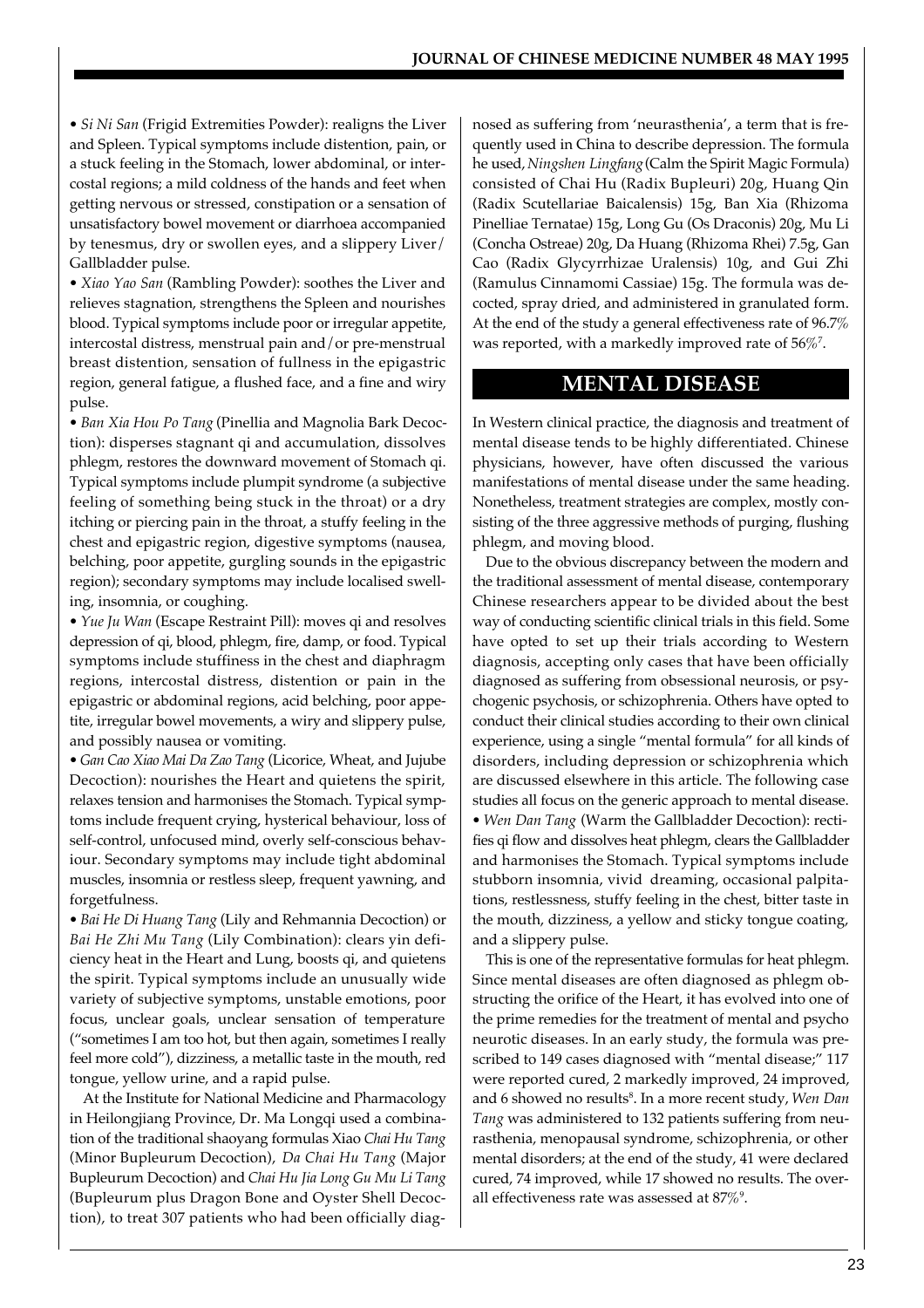• *Si Ni San* (Frigid Extremities Powder): realigns the Liver and Spleen. Typical symptoms include distention, pain, or a stuck feeling in the Stomach, lower abdominal, or intercostal regions; a mild coldness of the hands and feet when getting nervous or stressed, constipation or a sensation of unsatisfactory bowel movement or diarrhoea accompanied by tenesmus, dry or swollen eyes, and a slippery Liver/Gallbladder pulse.

• *Xiao Yao San* (Rambling Powder): soothes the Liver and relieves stagnation, strengthens the Spleen and nourishes blood. Typical symptoms include poor or irregular appetite, intercostal distress, menstrual pain and/or pre-menstrual breast distention, sensation of fullness in the epigastric region, general fatigue, a flushed face, and a fine and wiry pulse.

• *Ban Xia Hou Po Tang* (Pinellia and Magnolia Bark Decoction): disperses stagnant qi and accumulation, dissolves phlegm, restores the downward movement of Stomach qi. Typical symptoms include plumpit syndrome (a subjective feeling of something being stuck in the throat) or a dry itching or piercing pain in the throat, a stuffy feeling in the chest and epigastric region, digestive symptoms (nausea, belching, poor appetite, gurgling sounds in the epigastric region); secondary symptoms may include localised swelling, insomnia, or coughing.

• *Yue Ju Wan* (Escape Restraint Pill): moves qi and resolves depression of qi, blood, phlegm, fire, damp, or food. Typical symptoms include stuffiness in the chest and diaphragm regions, intercostal distress, distention or pain in the epigastric or abdominal regions, acid belching, poor appetite, irregular bowel movements, a wiry and slippery pulse, and possibly nausea or vomiting.

• *Gan Cao Xiao Mai Da Zao Tang* (Licorice, Wheat, and Jujube Decoction): nourishes the Heart and quietens the spirit, relaxes tension and harmonises the Stomach. Typical symptoms include frequent crying, hysterical behaviour, loss of self-control, unfocused mind, overly self-conscious behaviour. Secondary symptoms may include tight abdominal muscles, insomnia or restless sleep, frequent yawning, and forgetfulness.

• *Bai He Di Huang Tang* (Lily and Rehmannia Decoction) or *Bai He Zhi Mu Tang* (Lily Combination): clears yin deficiency heat in the Heart and Lung, boosts qi, and quietens the spirit. Typical symptoms include an unusually wide variety of subjective symptoms, unstable emotions, poor focus, unclear goals, unclear sensation of temperature ("sometimes I am too hot, but then again, sometimes I really feel more cold"), dizziness, a metallic taste in the mouth, red tongue, yellow urine, and a rapid pulse.

At the Institute for National Medicine and Pharmacology in Heilongjiang Province, Dr. Ma Longqi used a combination of the traditional shaoyang formulas Xiao *Chai Hu Tang* (Minor Bupleurum Decoction), *Da Chai Hu Tang* (Major Bupleurum Decoction) and *Chai Hu Jia Long Gu Mu Li Tang* (Bupleurum plus Dragon Bone and Oyster Shell Decoction), to treat 307 patients who had been officially diagnosed as suffering from 'neurasthenia', a term that is frequently used in China to describe depression. The formula he used, *Ningshen Lingfang* (Calm the Spirit Magic Formula) consisted of Chai Hu (Radix Bupleuri) 20g, Huang Qin (Radix Scutellariae Baicalensis) 15g, Ban Xia (Rhizoma Pinelliae Ternatae) 15g, Long Gu (Os Draconis) 20g, Mu Li (Concha Ostreae) 20g, Da Huang (Rhizoma Rhei) 7.5g, Gan Cao (Radix Glycyrrhizae Uralensis) 10g, and Gui Zhi (Ramulus Cinnamomi Cassiae) 15g. The formula was decocted, spray dried, and administered in granulated form. At the end of the study a general effectiveness rate of 96.7% was reported, with a markedly improved rate of 56%[7].

## MENTAL DISEASE

In Western clinical practice, the diagnosis and treatment of mental disease tends to be highly differentiated. Chinese physicians, however, have often discussed the various manifestations of mental disease under the same heading. Nonetheless, treatment strategies are complex, mostly consisting of the three aggressive methods of purging, flushing phlegm, and moving blood.

Due to the obvious discrepancy between the modern and the traditional assessment of mental disease, contemporary Chinese researchers appear to be divided about the best way of conducting scientific clinical trials in this field. Some have opted to set up their trials according to Western diagnosis, accepting only cases that have been officially diagnosed as suffering from obsessional neurosis, or psychogenic psychosis, or schizophrenia. Others have opted to conduct their clinical studies according to their own clinical experience, using a single "mental formula" for all kinds of disorders, including depression or schizophrenia which are discussed elsewhere in this article. The following case studies all focus on the generic approach to mental disease.

• *Wen Dan Tang* (Warm the Gallbladder Decoction): rectifies qi flow and dissolves heat phlegm, clears the Gallbladder and harmonises the Stomach. Typical symptoms include stubborn insomnia, vivid dreaming, occasional palpitations, restlessness, stuffy feeling in the chest, bitter taste in the mouth, dizziness, a yellow and sticky tongue coating, and a slippery pulse.

This is one of the representative formulas for heat phlegm. Since mental diseases are often diagnosed as phlegm obstructing the orifice of the Heart, it has evolved into one of the prime remedies for the treatment of mental and psycho neurotic diseases. In an early study, the formula was prescribed to 149 cases diagnosed with "mental disease;" 117 were reported cured, 2 markedly improved, 24 improved, and 6 showed no results[8]. In a more recent study, *Wen Dan Tang* was administered to 132 patients suffering from neurasthenia, menopausal syndrome, schizophrenia, or other mental disorders; at the end of the study, 41 were declared cured, 74 improved, while 17 showed no results. The overall effectiveness rate was assessed at 87%[9].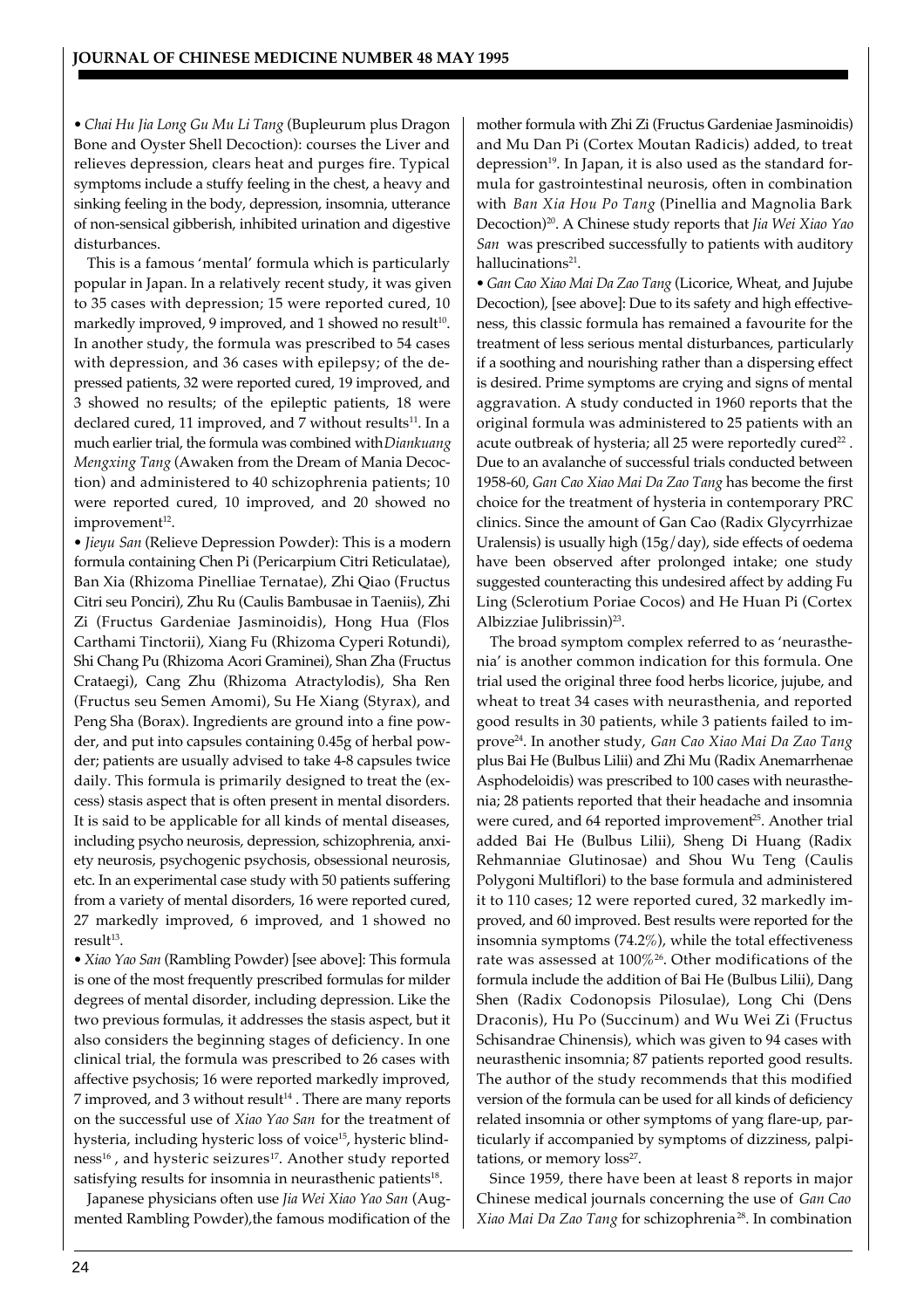• *Chai Hu Jia Long Gu Mu Li Tang* (Bupleurum plus Dragon Bone and Oyster Shell Decoction): courses the Liver and relieves depression, clears heat and purges fire. Typical symptoms include a stuffy feeling in the chest, a heavy and sinking feeling in the body, depression, insomnia, utterance of non-sensical gibberish, inhibited urination and digestive disturbances.

This is a famous 'mental' formula which is particularly popular in Japan. In a relatively recent study, it was given to 35 cases with depression; 15 were reported cured, 10 markedly improved, 9 improved, and 1 showed no result[10]. In another study, the formula was prescribed to 54 cases with depression, and 36 cases with epilepsy; of the depressed patients, 32 were reported cured, 19 improved, and 3 showed no results; of the epileptic patients, 18 were declared cured, 11 improved, and 7 without results[11]. In a much earlier trial, the formula was combined with *Diankuang Mengxing Tang* (Awaken from the Dream of Mania Decoction) and administered to 40 schizophrenia patients; 10 were reported cured, 10 improved, and 20 showed no improvement[12].

• *Jieyu San* (Relieve Depression Powder): This is a modern formula containing Chen Pi (Pericarpium Citri Reticulatae), Ban Xia (Rhizoma Pinelliae Ternatae), Zhi Qiao (Fructus Citri seu Ponciri), Zhu Ru (Caulis Bambusae in Taeniis), Zhi Zi (Fructus Gardeniae Jasminoidis), Hong Hua (Flos Carthami Tinctorii), Xiang Fu (Rhizoma Cyperi Rotundi), Shi Chang Pu (Rhizoma Acori Graminei), Shan Zha (Fructus Crataegi), Cang Zhu (Rhizoma Atractylodis), Sha Ren (Fructus seu Semen Amomi), Su He Xiang (Styrax), and Peng Sha (Borax). Ingredients are ground into a fine powder, and put into capsules containing 0.45g of herbal powder; patients are usually advised to take 4-8 capsules twice daily. This formula is primarily designed to treat the (excess) stasis aspect that is often present in mental disorders. It is said to be applicable for all kinds of mental diseases, including psycho neurosis, depression, schizophrenia, anxiety neurosis, psychogenic psychosis, obsessional neurosis, etc. In an experimental case study with 50 patients suffering from a variety of mental disorders, 16 were reported cured, 27 markedly improved, 6 improved, and 1 showed no result[13].

• *Xiao Yao San* (Rambling Powder) [see above]: This formula is one of the most frequently prescribed formulas for milder degrees of mental disorder, including depression. Like the two previous formulas, it addresses the stasis aspect, but it also considers the beginning stages of deficiency. In one clinical trial, the formula was prescribed to 26 cases with affective psychosis; 16 were reported markedly improved, 7 improved, and 3 without result[14]. There are many reports on the successful use of *Xiao Yao San* for the treatment of hysteria, including hysteric loss of voice[15], hysteric blindness[16], and hysteric seizures[17]. Another study reported satisfying results for insomnia in neurasthenic patients[18].

Japanese physicians often use *Jia Wei Xiao Yao San* (Augmented Rambling Powder), the famous modification of the mother formula with Zhi Zi (Fructus Gardeniae Jasminoidis) and Mu Dan Pi (Cortex Moutan Radicis) added, to treat depression[19]. In Japan, it is also used as the standard formula for gastrointestinal neurosis, often in combination with *Ban Xia Hou Po Tang* (Pinellia and Magnolia Bark Decoction)[20]. A Chinese study reports that *Jia Wei Xiao Yao San* was prescribed successfully to patients with auditory hallucinations[21].

• *Gan Cao Xiao Mai Da Zao Tang* (Licorice, Wheat, and Jujube Decoction), [see above]: Due to its safety and high effectiveness, this classic formula has remained a favourite for the treatment of less serious mental disturbances, particularly if a soothing and nourishing rather than a dispersing effect is desired. Prime symptoms are crying and signs of mental aggravation. A study conducted in 1960 reports that the original formula was administered to 25 patients with an acute outbreak of hysteria; all 25 were reportedly cured[22]. Due to an avalanche of successful trials conducted between 1958-60, *Gan Cao Xiao Mai Da Zao Tang* has become the first choice for the treatment of hysteria in contemporary PRC clinics. Since the amount of Gan Cao (Radix Glycyrrhizae Uralensis) is usually high (15g/day), side effects of oedema have been observed after prolonged intake; one study suggested counteracting this undesired affect by adding Fu Ling (Sclerotium Poriae Cocos) and He Huan Pi (Cortex Albizziae Julibrissin)[23].

The broad symptom complex referred to as 'neurasthenia' is another common indication for this formula. One trial used the original three food herbs licorice, jujube, and wheat to treat 34 cases with neurasthenia, and reported good results in 30 patients, while 3 patients failed to improve[24]. In another study, *Gan Cao Xiao Mai Da Zao Tang* plus Bai He (Bulbus Lilii) and Zhi Mu (Radix Anemarrhenae Asphodeloidis) was prescribed to 100 cases with neurasthenia; 28 patients reported that their headache and insomnia were cured, and 64 reported improvement[25]. Another trial added Bai He (Bulbus Lilii), Sheng Di Huang (Radix Rehmanniae Glutinosae) and Shou Wu Teng (Caulis Polygoni Multiflori) to the base formula and administered it to 110 cases; 12 were reported cured, 32 markedly improved, and 60 improved. Best results were reported for the insomnia symptoms (74.2%), while the total effectiveness rate was assessed at 100%[26]. Other modifications of the formula include the addition of Bai He (Bulbus Lilii), Dang Shen (Radix Codonopsis Pilosulae), Long Chi (Dens Draconis), Hu Po (Succinum) and Wu Wei Zi (Fructus Schisandrae Chinensis), which was given to 94 cases with neurasthenic insomnia; 87 patients reported good results. The author of the study recommends that this modified version of the formula can be used for all kinds of deficiency related insomnia or other symptoms of yang flare-up, particularly if accompanied by symptoms of dizziness, palpitations, or memory loss[27].

Since 1959, there have been at least 8 reports in major Chinese medical journals concerning the use of *Gan Cao Xiao Mai Da Zao Tang* for schizophrenia[28]. In combination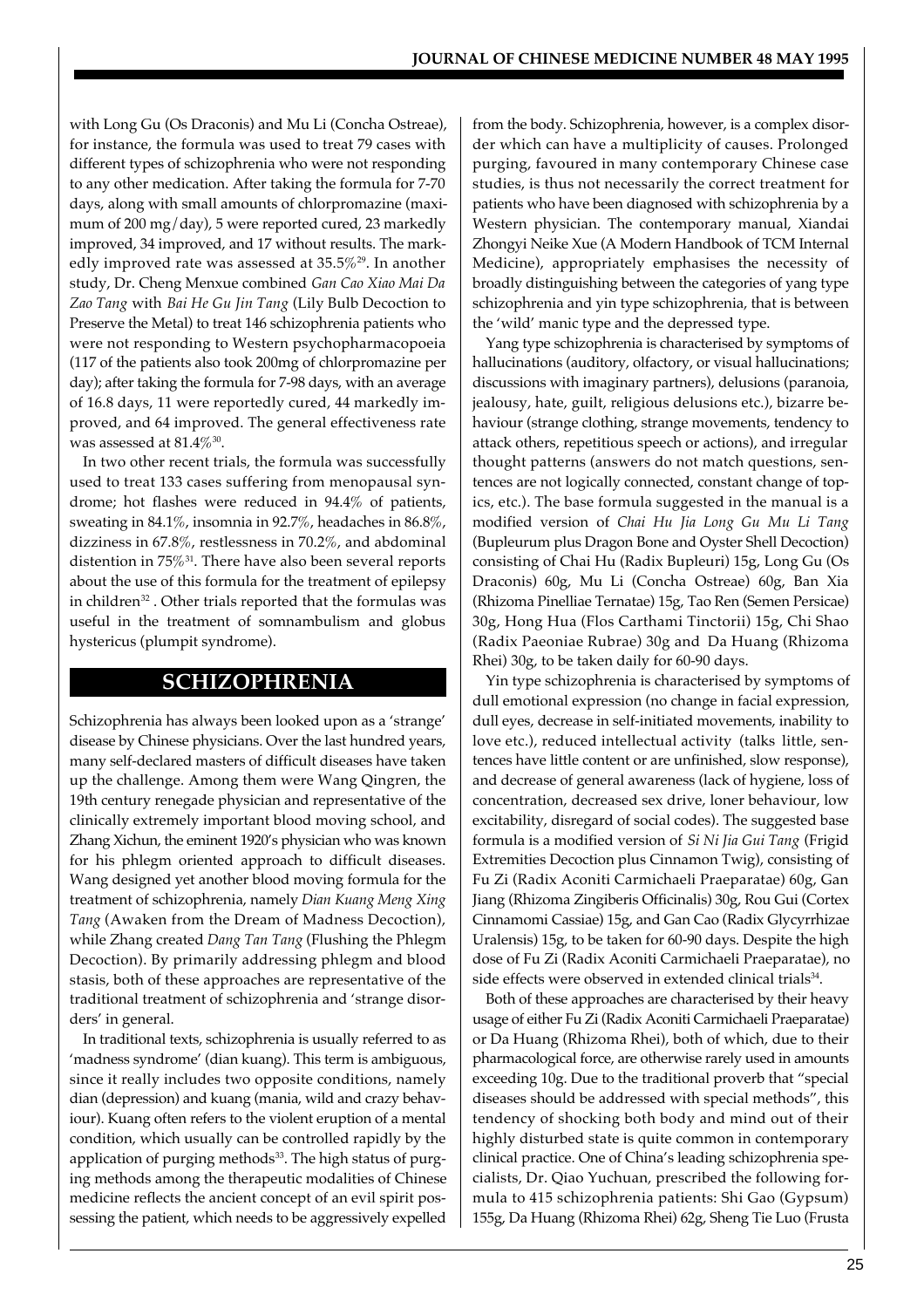with Long Gu (Os Draconis) and Mu Li (Concha Ostreae), for instance, the formula was used to treat 79 cases with different types of schizophrenia who were not responding to any other medication. After taking the formula for 7-70 days, along with small amounts of chlorpromazine (maximum of 200 mg/day), 5 were reported cured, 23 markedly improved, 34 improved, and 17 without results. The markedly improved rate was assessed at 35.5%[29]. In another study, Dr. Cheng Menxue combined *Gan Cao Xiao Mai Da Zao Tang* with *Bai He Gu Jin Tang* (Lily Bulb Decoction to Preserve the Metal) to treat 146 schizophrenia patients who were not responding to Western psychopharmacopoeia (117 of the patients also took 200mg of chlorpromazine per day); after taking the formula for 7-98 days, with an average of 16.8 days, 11 were reportedly cured, 44 markedly improved, and 64 improved. The general effectiveness rate was assessed at 81.4%[30].

In two other recent trials, the formula was successfully used to treat 133 cases suffering from menopausal syndrome; hot flashes were reduced in 94.4% of patients, sweating in 84.1%, insomnia in 92.7%, headaches in 86.8%, dizziness in 67.8%, restlessness in 70.2%, and abdominal distention in 75%[31]. There have also been several reports about the use of this formula for the treatment of epilepsy in children[32]. Other trials reported that the formulas was useful in the treatment of somnambulism and globus hystericus (plumpit syndrome).

## SCHIZOPHRENIA

Schizophrenia has always been looked upon as a 'strange' disease by Chinese physicians. Over the last hundred years, many self-declared masters of difficult diseases have taken up the challenge. Among them were Wang Qingren, the 19th century renegade physician and representative of the clinically extremely important blood moving school, and Zhang Xichun, the eminent 1920's physician who was known for his phlegm oriented approach to difficult diseases. Wang designed yet another blood moving formula for the treatment of schizophrenia, namely *Dian Kuang Meng Xing Tang* (Awaken from the Dream of Madness Decoction), while Zhang created *Dang Tan Tang* (Flushing the Phlegm Decoction). By primarily addressing phlegm and blood stasis, both of these approaches are representative of the traditional treatment of schizophrenia and 'strange disorders' in general.

In traditional texts, schizophrenia is usually referred to as 'madness syndrome' (dian kuang). This term is ambiguous, since it really includes two opposite conditions, namely dian (depression) and kuang (mania, wild and crazy behaviour). Kuang often refers to the violent eruption of a mental condition, which usually can be controlled rapidly by the application of purging methods[33]. The high status of purging methods among the therapeutic modalities of Chinese medicine reflects the ancient concept of an evil spirit possessing the patient, which needs to be aggressively expelled from the body. Schizophrenia, however, is a complex disorder which can have a multiplicity of causes. Prolonged purging, favoured in many contemporary Chinese case studies, is thus not necessarily the correct treatment for patients who have been diagnosed with schizophrenia by a Western physician. The contemporary manual, Xiandai Zhongyi Neike Xue (A Modern Handbook of TCM Internal Medicine), appropriately emphasises the necessity of broadly distinguishing between the categories of yang type schizophrenia and yin type schizophrenia, that is between the 'wild' manic type and the depressed type.

Yang type schizophrenia is characterised by symptoms of hallucinations (auditory, olfactory, or visual hallucinations; discussions with imaginary partners), delusions (paranoia, jealousy, hate, guilt, religious delusions etc.), bizarre behaviour (strange clothing, strange movements, tendency to attack others, repetitious speech or actions), and irregular thought patterns (answers do not match questions, sentences are not logically connected, constant change of topics, etc.). The base formula suggested in the manual is a modified version of *Chai Hu Jia Long Gu Mu Li Tang* (Bupleurum plus Dragon Bone and Oyster Shell Decoction) consisting of Chai Hu (Radix Bupleuri) 15g, Long Gu (Os Draconis) 60g, Mu Li (Concha Ostreae) 60g, Ban Xia (Rhizoma Pinelliae Ternatae) 15g, Tao Ren (Semen Persicae) 30g, Hong Hua (Flos Carthami Tinctorii) 15g, Chi Shao (Radix Paeoniae Rubrae) 30g and Da Huang (Rhizoma Rhei) 30g, to be taken daily for 60-90 days.

Yin type schizophrenia is characterised by symptoms of dull emotional expression (no change in facial expression, dull eyes, decrease in self-initiated movements, inability to love etc.), reduced intellectual activity (talks little, sentences have little content or are unfinished, slow response), and decrease of general awareness (lack of hygiene, loss of concentration, decreased sex drive, loner behaviour, low excitability, disregard of social codes). The suggested base formula is a modified version of *Si Ni Jia Gui Tang* (Frigid Extremities Decoction plus Cinnamon Twig), consisting of Fu Zi (Radix Aconiti Carmichaeli Praeparatae) 60g, Gan Jiang (Rhizoma Zingiberis Officinalis) 30g, Rou Gui (Cortex Cinnamomi Cassiae) 15g, and Gan Cao (Radix Glycyrrhizae Uralensis) 15g, to be taken for 60-90 days. Despite the high dose of Fu Zi (Radix Aconiti Carmichaeli Praeparatae), no side effects were observed in extended clinical trials[34].

Both of these approaches are characterised by their heavy usage of either Fu Zi (Radix Aconiti Carmichaeli Praeparatae) or Da Huang (Rhizoma Rhei), both of which, due to their pharmacological force, are otherwise rarely used in amounts exceeding 10g. Due to the traditional proverb that "special diseases should be addressed with special methods", this tendency of shocking both body and mind out of their highly disturbed state is quite common in contemporary clinical practice. One of China's leading schizophrenia specialists, Dr. Qiao Yuchuan, prescribed the following formula to 415 schizophrenia patients: Shi Gao (Gypsum) 155g, Da Huang (Rhizoma Rhei) 62g, Sheng Tie Luo (Frusta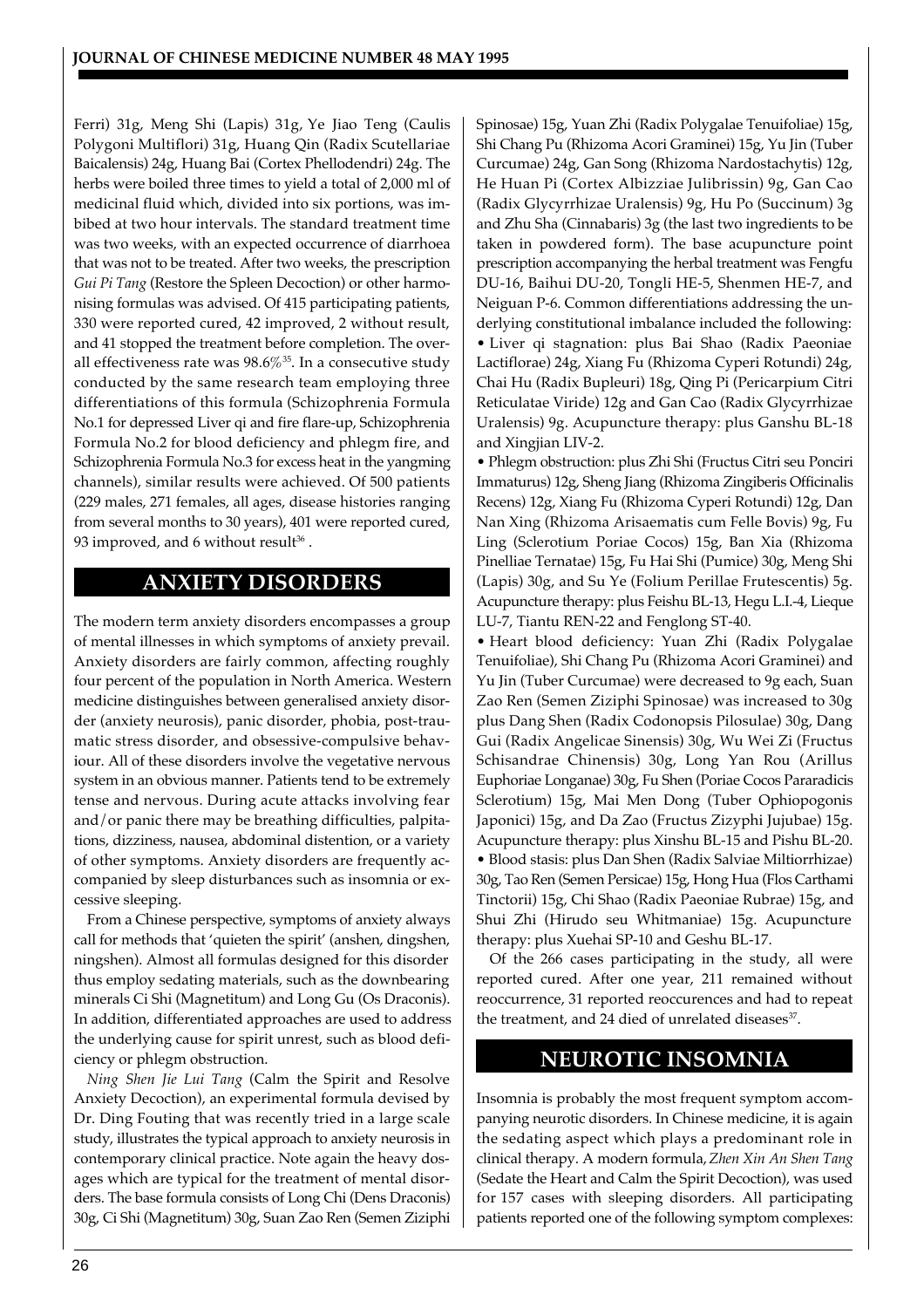Ferri) 31g, Meng Shi (Lapis) 31g, Ye Jiao Teng (Caulis Polygoni Multiflori) 31g, Huang Qin (Radix Scutellariae Baicalensis) 24g, Huang Bai (Cortex Phellodendri) 24g. The herbs were boiled three times to yield a total of 2,000 ml of medicinal fluid which, divided into six portions, was imbibed at two hour intervals. The standard treatment time was two weeks, with an expected occurrence of diarrhoea that was not to be treated. After two weeks, the prescription *Gui Pi Tang* (Restore the Spleen Decoction) or other harmonising formulas was advised. Of 415 participating patients, 330 were reported cured, 42 improved, 2 without result, and 41 stopped the treatment before completion. The overall effectiveness rate was 98.6%[35]. In a consecutive study conducted by the same research team employing three differentiations of this formula (Schizophrenia Formula No.1 for depressed Liver qi and fire flare-up, Schizophrenia Formula No.2 for blood deficiency and phlegm fire, and Schizophrenia Formula No.3 for excess heat in the yangming channels), similar results were achieved. Of 500 patients (229 males, 271 females, all ages, disease histories ranging from several months to 30 years), 401 were reported cured, 93 improved, and 6 without result[36].

## ANXIETY DISORDERS

The modern term anxiety disorders encompasses a group of mental illnesses in which symptoms of anxiety prevail. Anxiety disorders are fairly common, affecting roughly four percent of the population in North America. Western medicine distinguishes between generalised anxiety disorder (anxiety neurosis), panic disorder, phobia, post-traumatic stress disorder, and obsessive-compulsive behaviour. All of these disorders involve the vegetative nervous system in an obvious manner. Patients tend to be extremely tense and nervous. During acute attacks involving fear and/or panic there may be breathing difficulties, palpitations, dizziness, nausea, abdominal distention, or a variety of other symptoms. Anxiety disorders are frequently accompanied by sleep disturbances such as insomnia or excessive sleeping.

From a Chinese perspective, symptoms of anxiety always call for methods that 'quieten the spirit' (anshen, dingshen, ningshen). Almost all formulas designed for this disorder thus employ sedating materials, such as the downbearing minerals Ci Shi (Magnetitum) and Long Gu (Os Draconis). In addition, differentiated approaches are used to address the underlying cause for spirit unrest, such as blood deficiency or phlegm obstruction.

*Ning Shen Jie Lui Tang* (Calm the Spirit and Resolve Anxiety Decoction), an experimental formula devised by Dr. Ding Fouting that was recently tried in a large scale study, illustrates the typical approach to anxiety neurosis in contemporary clinical practice. Note again the heavy dosages which are typical for the treatment of mental disorders. The base formula consists of Long Chi (Dens Draconis) 30g, Ci Shi (Magnetitum) 30g, Suan Zao Ren (Semen Ziziphi Spinosae) 15g, Yuan Zhi (Radix Polygalae Tenuifoliae) 15g, Shi Chang Pu (Rhizoma Acori Graminei) 15g, Yu Jin (Tuber Curcumae) 24g, Gan Song (Rhizoma Nardostachytis) 12g, He Huan Pi (Cortex Albizziae Julibrissin) 9g, Gan Cao (Radix Glycyrrhizae Uralensis) 9g, Hu Po (Succinum) 3g and Zhu Sha (Cinnabaris) 3g (the last two ingredients to be taken in powdered form). The base acupuncture point prescription accompanying the herbal treatment was Fengfu DU-16, Baihui DU-20, Tongli HE-5, Shenmen HE-7, and Neiguan P-6. Common differentiations addressing the underlying constitutional imbalance included the following:

- Liver qi stagnation: plus Bai Shao (Radix Paeoniae Lactiflorae) 24g, Xiang Fu (Rhizoma Cyperi Rotundi) 24g, Chai Hu (Radix Bupleuri) 18g, Qing Pi (Pericarpium Citri Reticulatae Viride) 12g and Gan Cao (Radix Glycyrrhizae Uralensis) 9g. Acupuncture therapy: plus Ganshu BL-18 and Xingjian LIV-2.
- Phlegm obstruction: plus Zhi Shi (Fructus Citri seu Ponciri Immaturus) 12g, Sheng Jiang (Rhizoma Zingiberis Officinalis Recens) 12g, Xiang Fu (Rhizoma Cyperi Rotundi) 12g, Dan Nan Xing (Rhizoma Arisaematis cum Felle Bovis) 9g, Fu Ling (Sclerotium Poriae Cocos) 15g, Ban Xia (Rhizoma Pinelliae Ternatae) 15g, Fu Hai Shi (Pumice) 30g, Meng Shi (Lapis) 30g, and Su Ye (Folium Perillae Frutescentis) 5g. Acupuncture therapy: plus Feishu BL-13, Hegu L.I.-4, Lieque LU-7, Tiantu REN-22 and Fenglong ST-40.
- Heart blood deficiency: Yuan Zhi (Radix Polygalae Tenuifoliae), Shi Chang Pu (Rhizoma Acori Graminei) and Yu Jin (Tuber Curcumae) were decreased to 9g each, Suan Zao Ren (Semen Ziziphi Spinosae) was increased to 30g plus Dang Shen (Radix Codonopsis Pilosulae) 30g, Dang Gui (Radix Angelicae Sinensis) 30g, Wu Wei Zi (Fructus Schisandrae Chinensis) 30g, Long Yan Rou (Arillus Euphoriae Longanae) 30g, Fu Shen (Poriae Cocos Pararadicis Sclerotium) 15g, Mai Men Dong (Tuber Ophiopogonis Japonici) 15g, and Da Zao (Fructus Zizyphi Jujubae) 15g. Acupuncture therapy: plus Xinshu BL-15 and Pishu BL-20.
- Blood stasis: plus Dan Shen (Radix Salviae Miltiorrhizae) 30g, Tao Ren (Semen Persicae) 15g, Hong Hua (Flos Carthami Tinctorii) 15g, Chi Shao (Radix Paeoniae Rubrae) 15g, and Shui Zhi (Hirudo seu Whitmaniae) 15g. Acupuncture therapy: plus Xuehai SP-10 and Geshu BL-17.

Of the 266 cases participating in the study, all were reported cured. After one year, 211 remained without reoccurrence, 31 reported reoccurences and had to repeat the treatment, and 24 died of unrelated diseases[37].

## NEUROTIC INSOMNIA

Insomnia is probably the most frequent symptom accompanying neurotic disorders. In Chinese medicine, it is again the sedating aspect which plays a predominant role in clinical therapy. A modern formula, *Zhen Xin An Shen Tang* (Sedate the Heart and Calm the Spirit Decoction), was used for 157 cases with sleeping disorders. All participating patients reported one of the following symptom complexes: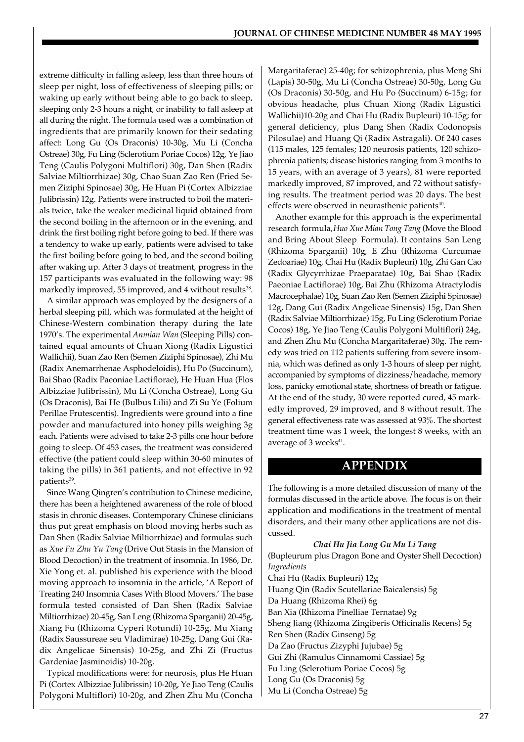extreme difficulty in falling asleep, less than three hours of sleep per night, loss of effectiveness of sleeping pills; or waking up early without being able to go back to sleep, sleeping only 2-3 hours a night, or inability to fall asleep at all during the night. The formula used was a combination of ingredients that are primarily known for their sedating affect: Long Gu (Os Draconis) 10-30g, Mu Li (Concha Ostreae) 30g, Fu Ling (Sclerotium Poriae Cocos) 12g, Ye Jiao Teng (Caulis Polygoni Multiflori) 30g, Dan Shen (Radix Salviae Miltiorrhizae) 30g, Chao Suan Zao Ren (Fried Semen Ziziphi Spinosae) 30g, He Huan Pi (Cortex Albizziae Julibrissin) 12g. Patients were instructed to boil the materials twice, take the weaker medicinal liquid obtained from the second boiling in the afternoon or in the evening, and drink the first boiling right before going to bed. If there was a tendency to wake up early, patients were advised to take the first boiling before going to bed, and the second boiling after waking up. After 3 days of treatment, progress in the 157 participants was evaluated in the following way: 98 markedly improved, 55 improved, and 4 without results[38].

A similar approach was employed by the designers of a herbal sleeping pill, which was formulated at the height of Chinese-Western combination therapy during the late 1970's. The experimental *Anmian Wan* (Sleeping Pills) contained equal amounts of Chuan Xiong (Radix Ligustici Wallichii), Suan Zao Ren (Semen Ziziphi Spinosae), Zhi Mu (Radix Anemarrhenae Asphodeloidis), Hu Po (Succinum), Bai Shao (Radix Paeoniae Lactiflorae), He Huan Hua (Flos Albizziae Julibrissin), Mu Li (Concha Ostreae), Long Gu (Os Draconis), Bai He (Bulbus Lilii) and Zi Su Ye (Folium Perillae Frutescentis). Ingredients were ground into a fine powder and manufactured into honey pills weighing 3g each. Patients were advised to take 2-3 pills one hour before going to sleep. Of 453 cases, the treatment was considered effective (the patient could sleep within 30-60 minutes of taking the pills) in 361 patients, and not effective in 92 patients[39].

Since Wang Qingren's contribution to Chinese medicine, there has been a heightened awareness of the role of blood stasis in chronic diseases. Contemporary Chinese clinicians thus put great emphasis on blood moving herbs such as Dan Shen (Radix Salviae Miltiorrhizae) and formulas such as *Xue Fu Zhu Yu Tang* (Drive Out Stasis in the Mansion of Blood Decoction) in the treatment of insomnia. In 1986, Dr. Xie Yong et. al. published his experience with the blood moving approach to insomnia in the article, 'A Report of Treating 240 Insomnia Cases With Blood Movers.' The base formula tested consisted of Dan Shen (Radix Salviae Miltiorrhizae) 20-45g, San Leng (Rhizoma Sparganii) 20-45g, Xiang Fu (Rhizoma Cyperi Rotundi) 10-25g, Mu Xiang (Radix Saussureae seu Vladimirae) 10-25g, Dang Gui (Radix Angelicae Sinensis) 10-25g, and Zhi Zi (Fructus Gardeniae Jasminoidis) 10-20g.

Typical modifications were: for neurosis, plus He Huan Pi (Cortex Albizziae Julibrissin) 10-20g, Ye Jiao Teng (Caulis Polygoni Multiflori) 10-20g, and Zhen Zhu Mu (Concha Margaritaferae) 25-40g; for schizophrenia, plus Meng Shi (Lapis) 30-50g, Mu Li (Concha Ostreae) 30-50g, Long Gu (Os Draconis) 30-50g, and Hu Po (Succinum) 6-15g; for obvious headache, plus Chuan Xiong (Radix Ligustici Wallichii)10-20g and Chai Hu (Radix Bupleuri) 10-15g; for general deficiency, plus Dang Shen (Radix Codonopsis Pilosulae) and Huang Qi (Radix Astragali). Of 240 cases (115 males, 125 females; 120 neurosis patients, 120 schizophrenia patients; disease histories ranging from 3 months to 15 years, with an average of 3 years), 81 were reported markedly improved, 87 improved, and 72 without satisfying results. The treatment period was 20 days. The best effects were observed in neurasthenic patients[40].

Another example for this approach is the experimental research formula, *Huo Xue Mian Tong Tang* (Move the Blood and Bring About Sleep Formula). It contains San Leng (Rhizoma Sparganii) 10g, E Zhu (Rhizoma Curcumae Zedoariae) 10g, Chai Hu (Radix Bupleuri) 10g, Zhi Gan Cao (Radix Glycyrrhizae Praeparatae) 10g, Bai Shao (Radix Paeoniae Lactiflorae) 10g, Bai Zhu (Rhizoma Atractylodis Macrocephalae) 10g, Suan Zao Ren (Semen Ziziphi Spinosae) 12g, Dang Gui (Radix Angelicae Sinensis) 15g, Dan Shen (Radix Salviae Miltiorrhizae) 15g, Fu Ling (Sclerotium Poriae Cocos) 18g, Ye Jiao Teng (Caulis Polygoni Multiflori) 24g, and Zhen Zhu Mu (Concha Margaritaferae) 30g. The remedy was tried on 112 patients suffering from severe insomnia, which was defined as only 1-3 hours of sleep per night, accompanied by symptoms of dizziness/headache, memory loss, panicky emotional state, shortness of breath or fatigue. At the end of the study, 30 were reported cured, 45 markedly improved, 29 improved, and 8 without result. The general effectiveness rate was assessed at 93%. The shortest treatment time was 1 week, the longest 8 weeks, with an average of 3 weeks[41].

## APPENDIX

The following is a more detailed discussion of many of the formulas discussed in the article above. The focus is on their application and modifications in the treatment of mental disorders, and their many other applications are not discussed.

***Chai Hu Jia Long Gu Mu Li Tang***

(Bupleurum plus Dragon Bone and Oyster Shell Decoction)

*Ingredients*

Chai Hu (Radix Bupleuri) 12g
Huang Qin (Radix Scutellariae Baicalensis) 5g
Da Huang (Rhizoma Rhei) 6g
Ban Xia (Rhizoma Pinelliae Ternatae) 9g
Sheng Jiang (Rhizoma Zingiberis Officinalis Recens) 5g
Ren Shen (Radix Ginseng) 5g
Da Zao (Fructus Zizyphi Jujubae) 5g
Gui Zhi (Ramulus Cinnamomi Cassiae) 5g
Fu Ling (Sclerotium Poriae Cocos) 5g
Long Gu (Os Draconis) 5g
Mu Li (Concha Ostreae) 5g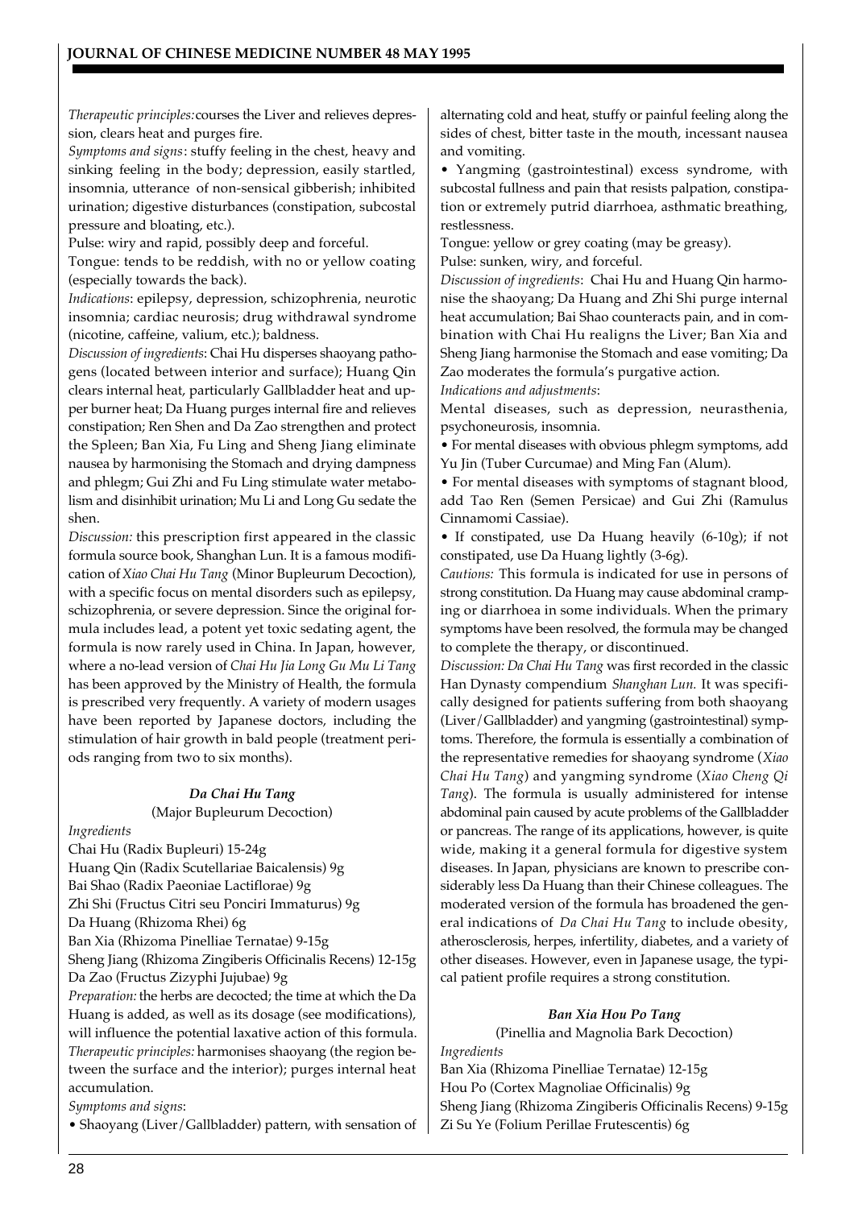*Therapeutic principles:* courses the Liver and relieves depression, clears heat and purges fire.

*Symptoms and signs*: stuffy feeling in the chest, heavy and sinking feeling in the body; depression, easily startled, insomnia, utterance of non-sensical gibberish; inhibited urination; digestive disturbances (constipation, subcostal pressure and bloating, etc.).

Pulse: wiry and rapid, possibly deep and forceful.

Tongue: tends to be reddish, with no or yellow coating (especially towards the back).

*Indications*: epilepsy, depression, schizophrenia, neurotic insomnia; cardiac neurosis; drug withdrawal syndrome (nicotine, caffeine, valium, etc.); baldness.

*Discussion of ingredients*: Chai Hu disperses shaoyang pathogens (located between interior and surface); Huang Qin clears internal heat, particularly Gallbladder heat and upper burner heat; Da Huang purges internal fire and relieves constipation; Ren Shen and Da Zao strengthen and protect the Spleen; Ban Xia, Fu Ling and Sheng Jiang eliminate nausea by harmonising the Stomach and drying dampness and phlegm; Gui Zhi and Fu Ling stimulate water metabolism and disinhibit urination; Mu Li and Long Gu sedate the shen.

*Discussion:* this prescription first appeared in the classic formula source book, Shanghan Lun. It is a famous modification of *Xiao Chai Hu Tang* (Minor Bupleurum Decoction), with a specific focus on mental disorders such as epilepsy, schizophrenia, or severe depression. Since the original formula includes lead, a potent yet toxic sedating agent, the formula is now rarely used in China. In Japan, however, where a no-lead version of *Chai Hu Jia Long Gu Mu Li Tang* has been approved by the Ministry of Health, the formula is prescribed very frequently. A variety of modern usages have been reported by Japanese doctors, including the stimulation of hair growth in bald people (treatment periods ranging from two to six months).

### *Da Chai Hu Tang*

(Major Bupleurum Decoction)

*Ingredients*

Chai Hu (Radix Bupleuri) 15-24g
Huang Qin (Radix Scutellariae Baicalensis) 9g
Bai Shao (Radix Paeoniae Lactiflorae) 9g
Zhi Shi (Fructus Citri seu Ponciri Immaturus) 9g
Da Huang (Rhizoma Rhei) 6g
Ban Xia (Rhizoma Pinelliae Ternatae) 9-15g
Sheng Jiang (Rhizoma Zingiberis Officinalis Recens) 12-15g
Da Zao (Fructus Zizyphi Jujubae) 9g

*Preparation:* the herbs are decocted; the time at which the Da Huang is added, as well as its dosage (see modifications), will influence the potential laxative action of this formula.

*Therapeutic principles:* harmonises shaoyang (the region between the surface and the interior); purges internal heat accumulation.

*Symptoms and signs*:

- Shaoyang (Liver/Gallbladder) pattern, with sensation of alternating cold and heat, stuffy or painful feeling along the sides of chest, bitter taste in the mouth, incessant nausea and vomiting.
- Yangming (gastrointestinal) excess syndrome, with subcostal fullness and pain that resists palpation, constipation or extremely putrid diarrhoea, asthmatic breathing, restlessness.

Tongue: yellow or grey coating (may be greasy).

Pulse: sunken, wiry, and forceful.

*Discussion of ingredients*: Chai Hu and Huang Qin harmonise the shaoyang; Da Huang and Zhi Shi purge internal heat accumulation; Bai Shao counteracts pain, and in combination with Chai Hu realigns the Liver; Ban Xia and Sheng Jiang harmonise the Stomach and ease vomiting; Da Zao moderates the formula's purgative action.

*Indications and adjustments*:

Mental diseases, such as depression, neurasthenia, psychoneurosis, insomnia.

- For mental diseases with obvious phlegm symptoms, add Yu Jin (Tuber Curcumae) and Ming Fan (Alum).
- For mental diseases with symptoms of stagnant blood, add Tao Ren (Semen Persicae) and Gui Zhi (Ramulus Cinnamomi Cassiae).
- If constipated, use Da Huang heavily (6-10g); if not constipated, use Da Huang lightly (3-6g).

*Cautions:* This formula is indicated for use in persons of strong constitution. Da Huang may cause abdominal cramping or diarrhoea in some individuals. When the primary symptoms have been resolved, the formula may be changed to complete the therapy, or discontinued.

*Discussion: Da Chai Hu Tang* was first recorded in the classic Han Dynasty compendium *Shanghan Lun.* It was specifically designed for patients suffering from both shaoyang (Liver/Gallbladder) and yangming (gastrointestinal) symptoms. Therefore, the formula is essentially a combination of the representative remedies for shaoyang syndrome (*Xiao Chai Hu Tang*) and yangming syndrome (*Xiao Cheng Qi Tang*). The formula is usually administered for intense abdominal pain caused by acute problems of the Gallbladder or pancreas. The range of its applications, however, is quite wide, making it a general formula for digestive system diseases. In Japan, physicians are known to prescribe considerably less Da Huang than their Chinese colleagues. The moderated version of the formula has broadened the general indications of *Da Chai Hu Tang* to include obesity, atherosclerosis, herpes, infertility, diabetes, and a variety of other diseases. However, even in Japanese usage, the typical patient profile requires a strong constitution.

### *Ban Xia Hou Po Tang*

(Pinellia and Magnolia Bark Decoction)

*Ingredients*

Ban Xia (Rhizoma Pinelliae Ternatae) 12-15g
Hou Po (Cortex Magnoliae Officinalis) 9g
Sheng Jiang (Rhizoma Zingiberis Officinalis Recens) 9-15g
Zi Su Ye (Folium Perillae Frutescentis) 6g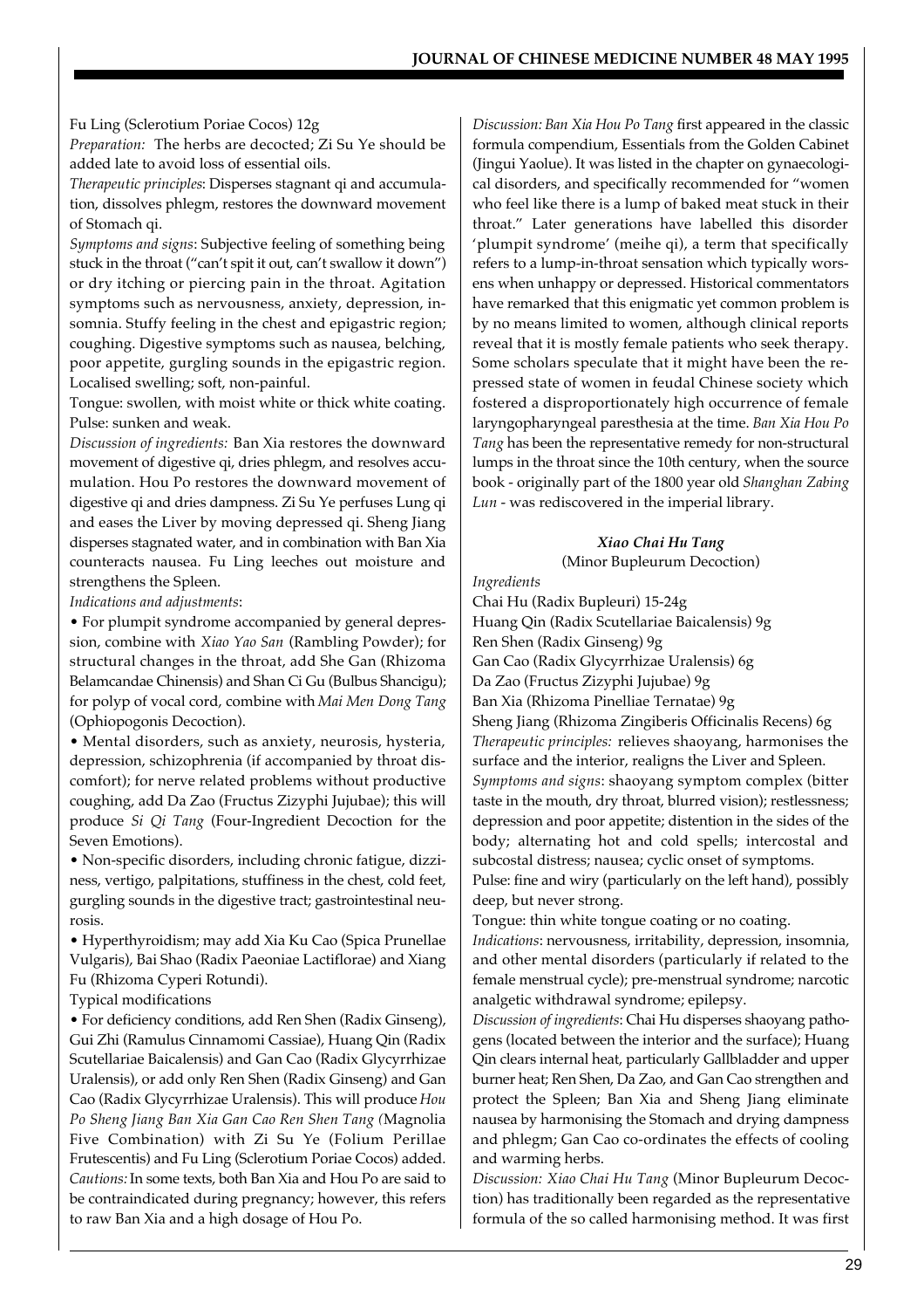Fu Ling (Sclerotium Poriae Cocos) 12g

*Preparation:* The herbs are decocted; Zi Su Ye should be added late to avoid loss of essential oils.

*Therapeutic principles*: Disperses stagnant qi and accumulation, dissolves phlegm, restores the downward movement of Stomach qi.

*Symptoms and signs*: Subjective feeling of something being stuck in the throat ("can't spit it out, can't swallow it down") or dry itching or piercing pain in the throat. Agitation symptoms such as nervousness, anxiety, depression, insomnia. Stuffy feeling in the chest and epigastric region; coughing. Digestive symptoms such as nausea, belching, poor appetite, gurgling sounds in the epigastric region. Localised swelling; soft, non-painful.

Tongue: swollen, with moist white or thick white coating. Pulse: sunken and weak.

*Discussion of ingredients:* Ban Xia restores the downward movement of digestive qi, dries phlegm, and resolves accumulation. Hou Po restores the downward movement of digestive qi and dries dampness. Zi Su Ye perfuses Lung qi and eases the Liver by moving depressed qi. Sheng Jiang disperses stagnated water, and in combination with Ban Xia counteracts nausea. Fu Ling leeches out moisture and strengthens the Spleen.

*Indications and adjustments*:

- For plumpit syndrome accompanied by general depression, combine with *Xiao Yao San* (Rambling Powder); for structural changes in the throat, add She Gan (Rhizoma Belamcandae Chinensis) and Shan Ci Gu (Bulbus Shancigu); for polyp of vocal cord, combine with *Mai Men Dong Tang* (Ophiopogonis Decoction).
- Mental disorders, such as anxiety, neurosis, hysteria, depression, schizophrenia (if accompanied by throat discomfort); for nerve related problems without productive coughing, add Da Zao (Fructus Zizyphi Jujubae); this will produce *Si Qi Tang* (Four-Ingredient Decoction for the Seven Emotions).
- Non-specific disorders, including chronic fatigue, dizziness, vertigo, palpitations, stuffiness in the chest, cold feet, gurgling sounds in the digestive tract; gastrointestinal neurosis.
- Hyperthyroidism; may add Xia Ku Cao (Spica Prunellae Vulgaris), Bai Shao (Radix Paeoniae Lactiflorae) and Xiang Fu (Rhizoma Cyperi Rotundi).

Typical modifications

- For deficiency conditions, add Ren Shen (Radix Ginseng), Gui Zhi (Ramulus Cinnamomi Cassiae), Huang Qin (Radix Scutellariae Baicalensis) and Gan Cao (Radix Glycyrrhizae Uralensis), or add only Ren Shen (Radix Ginseng) and Gan Cao (Radix Glycyrrhizae Uralensis). This will produce *Hou Po Sheng Jiang Ban Xia Gan Cao Ren Shen Tang (*Magnolia Five Combination) with Zi Su Ye (Folium Perillae Frutescentis) and Fu Ling (Sclerotium Poriae Cocos) added.

*Cautions:* In some texts, both Ban Xia and Hou Po are said to be contraindicated during pregnancy; however, this refers to raw Ban Xia and a high dosage of Hou Po.

*Discussion: Ban Xia Hou Po Tang* first appeared in the classic formula compendium, Essentials from the Golden Cabinet (Jingui Yaolue). It was listed in the chapter on gynaecological disorders, and specifically recommended for "women who feel like there is a lump of baked meat stuck in their throat." Later generations have labelled this disorder 'plumpit syndrome' (meihe qi), a term that specifically refers to a lump-in-throat sensation which typically worsens when unhappy or depressed. Historical commentators have remarked that this enigmatic yet common problem is by no means limited to women, although clinical reports reveal that it is mostly female patients who seek therapy. Some scholars speculate that it might have been the repressed state of women in feudal Chinese society which fostered a disproportionately high occurrence of female laryngopharyngeal paresthesia at the time. *Ban Xia Hou Po Tang* has been the representative remedy for non-structural lumps in the throat since the 10th century, when the source book - originally part of the 1800 year old *Shanghan Zabing Lun* - was rediscovered in the imperial library.

### *Xiao Chai Hu Tang*

(Minor Bupleurum Decoction)

*Ingredients*

Chai Hu (Radix Bupleuri) 15-24g
Huang Qin (Radix Scutellariae Baicalensis) 9g
Ren Shen (Radix Ginseng) 9g
Gan Cao (Radix Glycyrrhizae Uralensis) 6g
Da Zao (Fructus Zizyphi Jujubae) 9g
Ban Xia (Rhizoma Pinelliae Ternatae) 9g
Sheng Jiang (Rhizoma Zingiberis Officinalis Recens) 6g

*Therapeutic principles:* relieves shaoyang, harmonises the surface and the interior, realigns the Liver and Spleen.

*Symptoms and signs*: shaoyang symptom complex (bitter taste in the mouth, dry throat, blurred vision); restlessness; depression and poor appetite; distention in the sides of the body; alternating hot and cold spells; intercostal and subcostal distress; nausea; cyclic onset of symptoms.

Pulse: fine and wiry (particularly on the left hand), possibly deep, but never strong.

Tongue: thin white tongue coating or no coating.

*Indications*: nervousness, irritability, depression, insomnia, and other mental disorders (particularly if related to the female menstrual cycle); pre-menstrual syndrome; narcotic analgetic withdrawal syndrome; epilepsy.

*Discussion of ingredients*: Chai Hu disperses shaoyang pathogens (located between the interior and the surface); Huang Qin clears internal heat, particularly Gallbladder and upper burner heat; Ren Shen, Da Zao, and Gan Cao strengthen and protect the Spleen; Ban Xia and Sheng Jiang eliminate nausea by harmonising the Stomach and drying dampness and phlegm; Gan Cao co-ordinates the effects of cooling and warming herbs.

*Discussion: Xiao Chai Hu Tang* (Minor Bupleurum Decoction) has traditionally been regarded as the representative formula of the so called harmonising method. It was first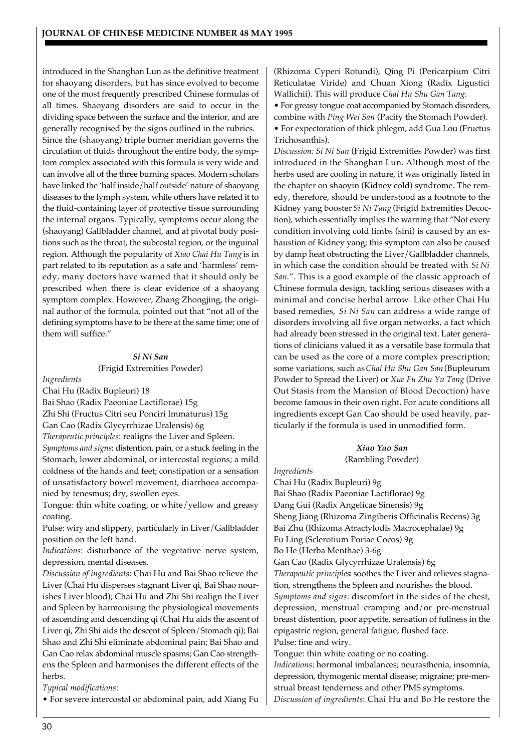introduced in the Shanghan Lun as the definitive treatment for shaoyang disorders, but has since evolved to become one of the most frequently prescribed Chinese formulas of all times. Shaoyang disorders are said to occur in the dividing space between the surface and the interior, and are generally recognised by the signs outlined in the rubrics. Since the (shaoyang) triple burner meridian governs the circulation of fluids throughout the entire body, the symptom complex associated with this formula is very wide and can involve all of the three burning spaces. Modern scholars have linked the 'half inside/half outside' nature of shaoyang diseases to the lymph system, while others have related it to the fluid-containing layer of protective tissue surrounding the internal organs. Typically, symptoms occur along the (shaoyang) Gallbladder channel, and at pivotal body positions such as the throat, the subcostal region, or the inguinal region. Although the popularity of *Xiao Chai Hu Tang* is in part related to its reputation as a safe and 'harmless' remedy, many doctors have warned that it should only be prescribed when there is clear evidence of a shaoyang symptom complex. However, Zhang Zhongjing, the original author of the formula, pointed out that "not all of the defining symptoms have to be there at the same time; one of them will suffice."

### *Si Ni San*

(Frigid Extremities Powder)

*Ingredients*

Chai Hu (Radix Bupleuri) 18

Bai Shao (Radix Paeoniae Lactiflorae) 15g

Zhi Shi (Fructus Citri seu Ponciri Immaturus) 15g

Gan Cao (Radix Glycyrrhizae Uralensis) 6g

*Therapeutic principles*: realigns the Liver and Spleen.

*Symptoms and signs*: distention, pain, or a stuck feeling in the Stomach, lower abdominal, or intercostal regions; a mild coldness of the hands and feet; constipation or a sensation of unsatisfactory bowel movement, diarrhoea accompanied by tenesmus; dry, swollen eyes.

Tongue: thin white coating, or white/yellow and greasy coating.

Pulse: wiry and slippery, particularly in Liver/Gallbladder position on the left hand.

*Indications*: disturbance of the vegetative nerve system, depression, mental diseases.

*Discussion of ingredients*: Chai Hu and Bai Shao relieve the Liver (Chai Hu disperses stagnant Liver qi, Bai Shao nourishes Liver blood); Chai Hu and Zhi Shi realign the Liver and Spleen by harmonising the physiological movements of ascending and descending qi (Chai Hu aids the ascent of Liver qi, Zhi Shi aids the descent of Spleen/Stomach qi); Bai Shao and Zhi Shi eliminate abdominal pain; Bai Shao and Gan Cao relax abdominal muscle spasms; Gan Cao strengthens the Spleen and harmonises the different effects of the herbs.

*Typical modifications*:

- For severe intercostal or abdominal pain, add Xiang Fu (Rhizoma Cyperi Rotundi), Qing Pi (Pericarpium Citri Reticulatae Viride) and Chuan Xiong (Radix Ligustici Wallichii). This will produce *Chai Hu Shu Gan Tang*.
- For greasy tongue coat accompanied by Stomach disorders, combine with *Ping Wei San* (Pacify the Stomach Powder).
- For expectoration of thick phlegm, add Gua Lou (Fructus Trichosanthis).

*Discussion: Si Ni San* (Frigid Extremities Powder) was first introduced in the Shanghan Lun. Although most of the herbs used are cooling in nature, it was originally listed in the chapter on shaoyin (Kidney cold) syndrome. The remedy, therefore, should be understood as a footnote to the Kidney yang booster *Si Ni Tang* (Frigid Extremities Decoction), which essentially implies the warning that "Not every condition involving cold limbs (sini) is caused by an exhaustion of Kidney yang; this symptom can also be caused by damp heat obstructing the Liver/Gallbladder channels, in which case the condition should be treated with *Si Ni San*.". This is a good example of the classic approach of Chinese formula design, tackling serious diseases with a minimal and concise herbal arrow. Like other Chai Hu based remedies, *Si Ni San* can address a wide range of disorders involving all five organ networks, a fact which had already been stressed in the original text. Later generations of clinicians valued it as a versatile base formula that can be used as the core of a more complex prescription; some variations, such as *Chai Hu Shu Gan San* (Bupleurum Powder to Spread the Liver) or *Xue Fu Zhu Yu Tang* (Drive Out Stasis from the Mansion of Blood Decoction) have become famous in their own right. For acute conditions all ingredients except Gan Cao should be used heavily, particularly if the formula is used in unmodified form.

### *Xiao Yao San*

(Rambling Powder)

*Ingredients*

Chai Hu (Radix Bupleuri) 9g

Bai Shao (Radix Paeoniae Lactiflorae) 9g

Dang Gui (Radix Angelicae Sinensis) 9g

Sheng Jiang (Rhizoma Zingiberis Officinalis Recens) 3g

Bai Zhu (Rhizoma Atractylodis Macrocephalae) 9g

Fu Ling (Sclerotium Poriae Cocos) 9g

Bo He (Herba Menthae) 3-6g

Gan Cao (Radix Glycyrrhizae Uralensis) 6g

*Therapeutic principles*: soothes the Liver and relieves stagnation, strengthens the Spleen and nourishes the blood.

*Symptoms and signs*: discomfort in the sides of the chest, depression, menstrual cramping and/or pre-menstrual breast distention, poor appetite, sensation of fullness in the epigastric region, general fatigue, flushed face.

Pulse: fine and wiry.

Tongue: thin white coating or no coating.

*Indications*: hormonal imbalances; neurasthenia, insomnia, depression, thymogenic mental disease; migraine; pre-menstrual breast tenderness and other PMS symptoms.

*Discussion of ingredients*: Chai Hu and Bo He restore the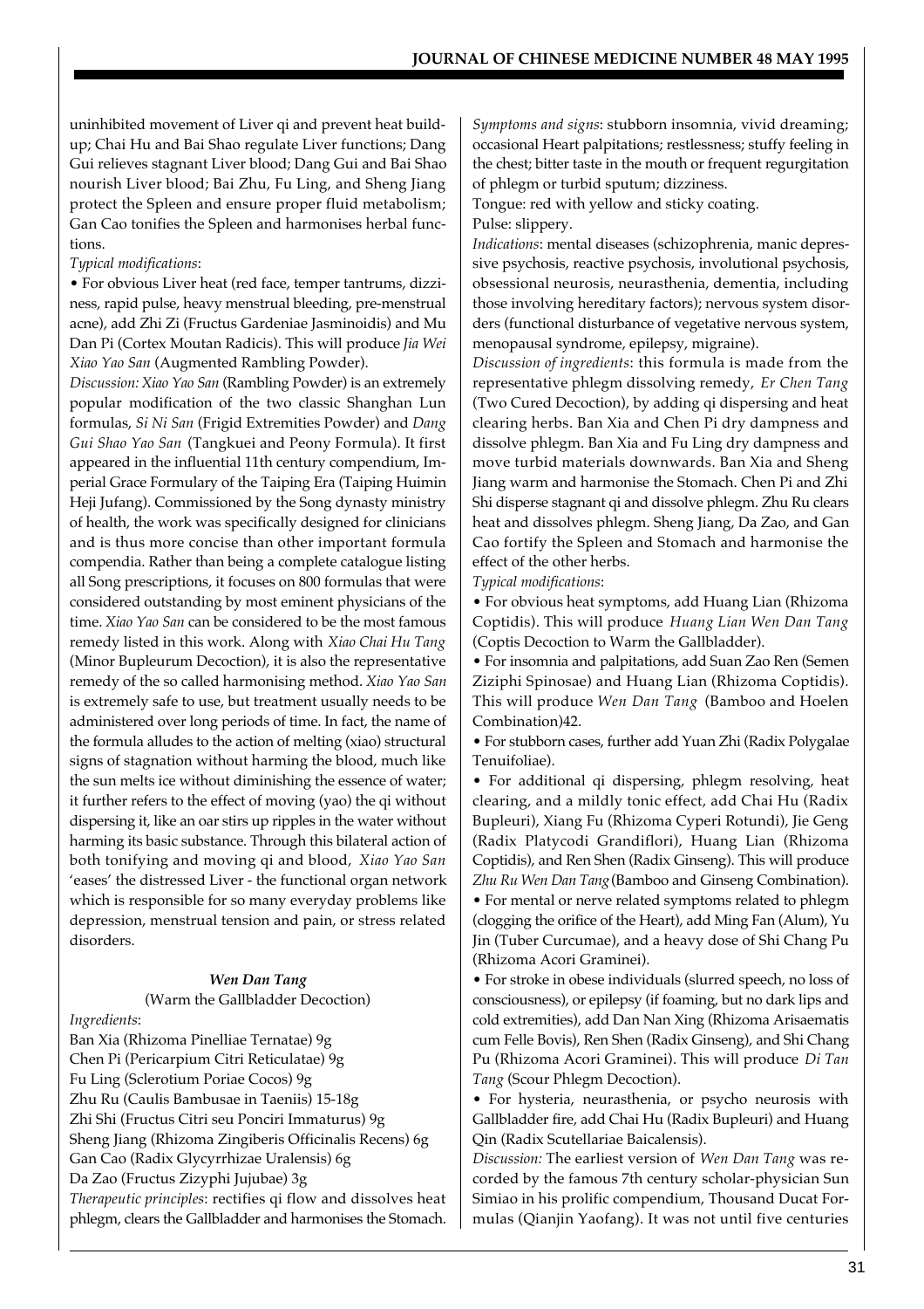uninhibited movement of Liver qi and prevent heat build-up; Chai Hu and Bai Shao regulate Liver functions; Dang Gui relieves stagnant Liver blood; Dang Gui and Bai Shao nourish Liver blood; Bai Zhu, Fu Ling, and Sheng Jiang protect the Spleen and ensure proper fluid metabolism; Gan Cao tonifies the Spleen and harmonises herbal functions.

*Typical modifications*:

• For obvious Liver heat (red face, temper tantrums, dizziness, rapid pulse, heavy menstrual bleeding, pre-menstrual acne), add Zhi Zi (Fructus Gardeniae Jasminoidis) and Mu Dan Pi (Cortex Moutan Radicis). This will produce *Jia Wei Xiao Yao San* (Augmented Rambling Powder).

*Discussion: Xiao Yao San* (Rambling Powder) is an extremely popular modification of the two classic Shanghan Lun formulas, *Si Ni San* (Frigid Extremities Powder) and *Dang Gui Shao Yao San* (Tangkuei and Peony Formula). It first appeared in the influential 11th century compendium, Imperial Grace Formulary of the Taiping Era (Taiping Huimin Heji Jufang). Commissioned by the Song dynasty ministry of health, the work was specifically designed for clinicians and is thus more concise than other important formula compendia. Rather than being a complete catalogue listing all Song prescriptions, it focuses on 800 formulas that were considered outstanding by most eminent physicians of the time. *Xiao Yao San* can be considered to be the most famous remedy listed in this work. Along with *Xiao Chai Hu Tang* (Minor Bupleurum Decoction), it is also the representative remedy of the so called harmonising method. *Xiao Yao San* is extremely safe to use, but treatment usually needs to be administered over long periods of time. In fact, the name of the formula alludes to the action of melting (xiao) structural signs of stagnation without harming the blood, much like the sun melts ice without diminishing the essence of water; it further refers to the effect of moving (yao) the qi without dispersing it, like an oar stirs up ripples in the water without harming its basic substance. Through this bilateral action of both tonifying and moving qi and blood, *Xiao Yao San* 'eases' the distressed Liver - the functional organ network which is responsible for so many everyday problems like depression, menstrual tension and pain, or stress related disorders.

### *Wen Dan Tang*

(Warm the Gallbladder Decoction)

*Ingredients*:

Ban Xia (Rhizoma Pinelliae Ternatae) 9g
Chen Pi (Pericarpium Citri Reticulatae) 9g
Fu Ling (Sclerotium Poriae Cocos) 9g
Zhu Ru (Caulis Bambusae in Taeniis) 15-18g
Zhi Shi (Fructus Citri seu Ponciri Immaturus) 9g
Sheng Jiang (Rhizoma Zingiberis Officinalis Recens) 6g
Gan Cao (Radix Glycyrrhizae Uralensis) 6g
Da Zao (Fructus Zizyphi Jujubae) 3g

*Therapeutic principles*: rectifies qi flow and dissolves heat phlegm, clears the Gallbladder and harmonises the Stomach.

*Symptoms and signs*: stubborn insomnia, vivid dreaming; occasional Heart palpitations; restlessness; stuffy feeling in the chest; bitter taste in the mouth or frequent regurgitation of phlegm or turbid sputum; dizziness.

Tongue: red with yellow and sticky coating.

Pulse: slippery.

*Indications*: mental diseases (schizophrenia, manic depressive psychosis, reactive psychosis, involutional psychosis, obsessional neurosis, neurasthenia, dementia, including those involving hereditary factors); nervous system disorders (functional disturbance of vegetative nervous system, menopausal syndrome, epilepsy, migraine).

*Discussion of ingredients*: this formula is made from the representative phlegm dissolving remedy, *Er Chen Tang* (Two Cured Decoction), by adding qi dispersing and heat clearing herbs. Ban Xia and Chen Pi dry dampness and dissolve phlegm. Ban Xia and Fu Ling dry dampness and move turbid materials downwards. Ban Xia and Sheng Jiang warm and harmonise the Stomach. Chen Pi and Zhi Shi disperse stagnant qi and dissolve phlegm. Zhu Ru clears heat and dissolves phlegm. Sheng Jiang, Da Zao, and Gan Cao fortify the Spleen and Stomach and harmonise the effect of the other herbs.

*Typical modifications*:

• For obvious heat symptoms, add Huang Lian (Rhizoma Coptidis). This will produce *Huang Lian Wen Dan Tang* (Coptis Decoction to Warm the Gallbladder).

• For insomnia and palpitations, add Suan Zao Ren (Semen Ziziphi Spinosae) and Huang Lian (Rhizoma Coptidis). This will produce *Wen Dan Tang* (Bamboo and Hoelen Combination)42.

• For stubborn cases, further add Yuan Zhi (Radix Polygalae Tenuifoliae).

• For additional qi dispersing, phlegm resolving, heat clearing, and a mildly tonic effect, add Chai Hu (Radix Bupleuri), Xiang Fu (Rhizoma Cyperi Rotundi), Jie Geng (Radix Platycodi Grandiflori), Huang Lian (Rhizoma Coptidis), and Ren Shen (Radix Ginseng). This will produce *Zhu Ru Wen Dan Tang* (Bamboo and Ginseng Combination).

• For mental or nerve related symptoms related to phlegm (clogging the orifice of the Heart), add Ming Fan (Alum), Yu Jin (Tuber Curcumae), and a heavy dose of Shi Chang Pu (Rhizoma Acori Graminei).

• For stroke in obese individuals (slurred speech, no loss of consciousness), or epilepsy (if foaming, but no dark lips and cold extremities), add Dan Nan Xing (Rhizoma Arisaematis cum Felle Bovis), Ren Shen (Radix Ginseng), and Shi Chang Pu (Rhizoma Acori Graminei). This will produce *Di Tan Tang* (Scour Phlegm Decoction).

• For hysteria, neurasthenia, or psycho neurosis with Gallbladder fire, add Chai Hu (Radix Bupleuri) and Huang Qin (Radix Scutellariae Baicalensis).

*Discussion:* The earliest version of *Wen Dan Tang* was recorded by the famous 7th century scholar-physician Sun Simiao in his prolific compendium, Thousand Ducat Formulas (Qianjin Yaofang). It was not until five centuries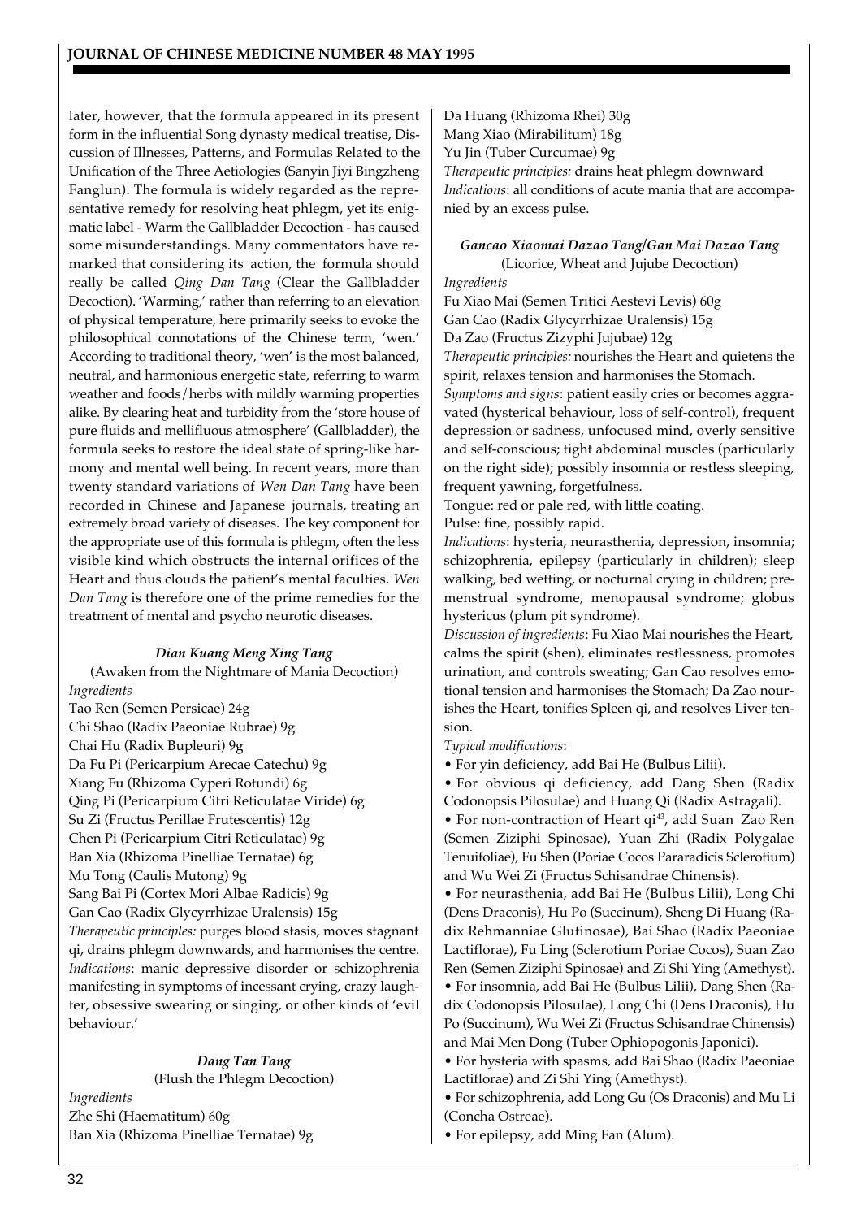later, however, that the formula appeared in its present form in the influential Song dynasty medical treatise, Discussion of Illnesses, Patterns, and Formulas Related to the Unification of the Three Aetiologies (Sanyin Jiyi Bingzheng Fanglun). The formula is widely regarded as the representative remedy for resolving heat phlegm, yet its enigmatic label - Warm the Gallbladder Decoction - has caused some misunderstandings. Many commentators have remarked that considering its action, the formula should really be called *Qing Dan Tang* (Clear the Gallbladder Decoction). 'Warming,' rather than referring to an elevation of physical temperature, here primarily seeks to evoke the philosophical connotations of the Chinese term, 'wen.' According to traditional theory, 'wen' is the most balanced, neutral, and harmonious energetic state, referring to warm weather and foods/herbs with mildly warming properties alike. By clearing heat and turbidity from the 'store house of pure fluids and mellifluous atmosphere' (Gallbladder), the formula seeks to restore the ideal state of spring-like harmony and mental well being. In recent years, more than twenty standard variations of *Wen Dan Tang* have been recorded in Chinese and Japanese journals, treating an extremely broad variety of diseases. The key component for the appropriate use of this formula is phlegm, often the less visible kind which obstructs the internal orifices of the Heart and thus clouds the patient's mental faculties. *Wen Dan Tang* is therefore one of the prime remedies for the treatment of mental and psycho neurotic diseases.

### *Dian Kuang Meng Xing Tang*

(Awaken from the Nightmare of Mania Decoction)

*Ingredients*

Tao Ren (Semen Persicae) 24g
Chi Shao (Radix Paeoniae Rubrae) 9g
Chai Hu (Radix Bupleuri) 9g
Da Fu Pi (Pericarpium Arecae Catechu) 9g
Xiang Fu (Rhizoma Cyperi Rotundi) 6g
Qing Pi (Pericarpium Citri Reticulatae Viride) 6g
Su Zi (Fructus Perillae Frutescentis) 12g
Chen Pi (Pericarpium Citri Reticulatae) 9g
Ban Xia (Rhizoma Pinelliae Ternatae) 6g
Mu Tong (Caulis Mutong) 9g
Sang Bai Pi (Cortex Mori Albae Radicis) 9g
Gan Cao (Radix Glycyrrhizae Uralensis) 15g

*Therapeutic principles:* purges blood stasis, moves stagnant qi, drains phlegm downwards, and harmonises the centre.

*Indications*: manic depressive disorder or schizophrenia manifesting in symptoms of incessant crying, crazy laughter, obsessive swearing or singing, or other kinds of 'evil behaviour.'

### *Dang Tan Tang*

(Flush the Phlegm Decoction)

*Ingredients*

Zhe Shi (Haematitum) 60g
Ban Xia (Rhizoma Pinelliae Ternatae) 9g
Da Huang (Rhizoma Rhei) 30g
Mang Xiao (Mirabilitum) 18g
Yu Jin (Tuber Curcumae) 9g

*Therapeutic principles:* drains heat phlegm downward

*Indications*: all conditions of acute mania that are accompanied by an excess pulse.

### *Gancao Xiaomai Dazao Tang/Gan Mai Dazao Tang*

(Licorice, Wheat and Jujube Decoction)

*Ingredients*

Fu Xiao Mai (Semen Tritici Aestevi Levis) 60g
Gan Cao (Radix Glycyrrhizae Uralensis) 15g
Da Zao (Fructus Zizyphi Jujubae) 12g

*Therapeutic principles:* nourishes the Heart and quietens the spirit, relaxes tension and harmonises the Stomach.

*Symptoms and signs*: patient easily cries or becomes aggravated (hysterical behaviour, loss of self-control), frequent depression or sadness, unfocused mind, overly sensitive and self-conscious; tight abdominal muscles (particularly on the right side); possibly insomnia or restless sleeping, frequent yawning, forgetfulness.

Tongue: red or pale red, with little coating.

Pulse: fine, possibly rapid.

*Indications*: hysteria, neurasthenia, depression, insomnia; schizophrenia, epilepsy (particularly in children); sleep walking, bed wetting, or nocturnal crying in children; premenstrual syndrome, menopausal syndrome; globus hystericus (plum pit syndrome).

*Discussion of ingredients*: Fu Xiao Mai nourishes the Heart, calms the spirit (shen), eliminates restlessness, promotes urination, and controls sweating; Gan Cao resolves emotional tension and harmonises the Stomach; Da Zao nourishes the Heart, tonifies Spleen qi, and resolves Liver tension.

*Typical modifications*:

- For yin deficiency, add Bai He (Bulbus Lilii).
- For obvious qi deficiency, add Dang Shen (Radix Codonopsis Pilosulae) and Huang Qi (Radix Astragali).
- For non-contraction of Heart qi[43], add Suan Zao Ren (Semen Ziziphi Spinosae), Yuan Zhi (Radix Polygalae Tenuifoliae), Fu Shen (Poriae Cocos Pararadicis Sclerotium) and Wu Wei Zi (Fructus Schisandrae Chinensis).
- For neurasthenia, add Bai He (Bulbus Lilii), Long Chi (Dens Draconis), Hu Po (Succinum), Sheng Di Huang (Radix Rehmanniae Glutinosae), Bai Shao (Radix Paeoniae Lactiflorae), Fu Ling (Sclerotium Poriae Cocos), Suan Zao Ren (Semen Ziziphi Spinosae) and Zi Shi Ying (Amethyst).
- For insomnia, add Bai He (Bulbus Lilii), Dang Shen (Radix Codonopsis Pilosulae), Long Chi (Dens Draconis), Hu Po (Succinum), Wu Wei Zi (Fructus Schisandrae Chinensis) and Mai Men Dong (Tuber Ophiopogonis Japonici).
- For hysteria with spasms, add Bai Shao (Radix Paeoniae Lactiflorae) and Zi Shi Ying (Amethyst).
- For schizophrenia, add Long Gu (Os Draconis) and Mu Li (Concha Ostreae).
- For epilepsy, add Ming Fan (Alum).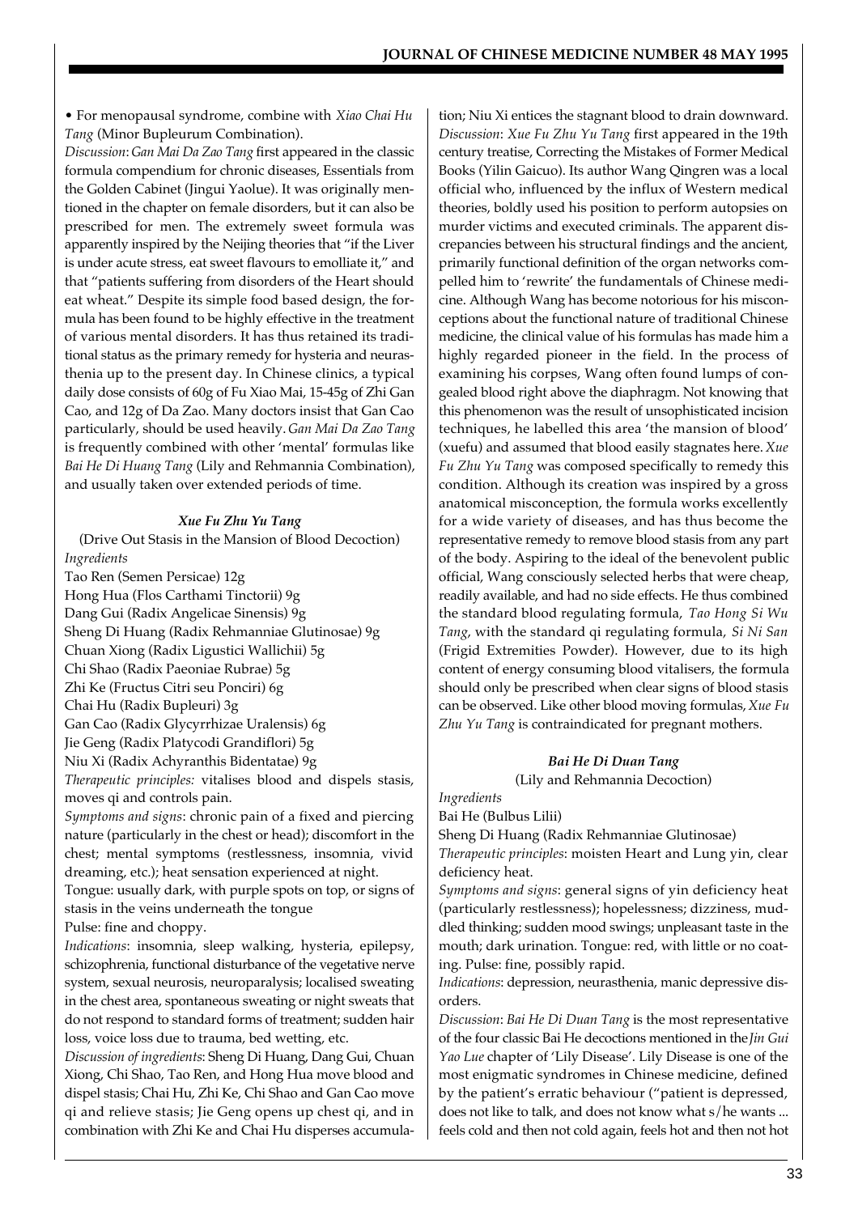• For menopausal syndrome, combine with *Xiao Chai Hu Tang* (Minor Bupleurum Combination).

*Discussion*: *Gan Mai Da Zao Tang* first appeared in the classic formula compendium for chronic diseases, Essentials from the Golden Cabinet (Jingui Yaolue). It was originally mentioned in the chapter on female disorders, but it can also be prescribed for men. The extremely sweet formula was apparently inspired by the Neijing theories that "if the Liver is under acute stress, eat sweet flavours to emolliate it," and that "patients suffering from disorders of the Heart should eat wheat." Despite its simple food based design, the formula has been found to be highly effective in the treatment of various mental disorders. It has thus retained its traditional status as the primary remedy for hysteria and neurasthenia up to the present day. In Chinese clinics, a typical daily dose consists of 60g of Fu Xiao Mai, 15-45g of Zhi Gan Cao, and 12g of Da Zao. Many doctors insist that Gan Cao particularly, should be used heavily. *Gan Mai Da Zao Tang* is frequently combined with other 'mental' formulas like *Bai He Di Huang Tang* (Lily and Rehmannia Combination), and usually taken over extended periods of time.

### *Xue Fu Zhu Yu Tang*

(Drive Out Stasis in the Mansion of Blood Decoction)

*Ingredients*

Tao Ren (Semen Persicae) 12g
Hong Hua (Flos Carthami Tinctorii) 9g
Dang Gui (Radix Angelicae Sinensis) 9g
Sheng Di Huang (Radix Rehmanniae Glutinosae) 9g
Chuan Xiong (Radix Ligustici Wallichii) 5g
Chi Shao (Radix Paeoniae Rubrae) 5g
Zhi Ke (Fructus Citri seu Ponciri) 6g
Chai Hu (Radix Bupleuri) 3g
Gan Cao (Radix Glycyrrhizae Uralensis) 6g
Jie Geng (Radix Platycodi Grandiflori) 5g
Niu Xi (Radix Achyranthis Bidentatae) 9g

*Therapeutic principles:* vitalises blood and dispels stasis, moves qi and controls pain.

*Symptoms and signs*: chronic pain of a fixed and piercing nature (particularly in the chest or head); discomfort in the chest; mental symptoms (restlessness, insomnia, vivid dreaming, etc.); heat sensation experienced at night.

Tongue: usually dark, with purple spots on top, or signs of stasis in the veins underneath the tongue

Pulse: fine and choppy.

*Indications*: insomnia, sleep walking, hysteria, epilepsy, schizophrenia, functional disturbance of the vegetative nerve system, sexual neurosis, neuroparalysis; localised sweating in the chest area, spontaneous sweating or night sweats that do not respond to standard forms of treatment; sudden hair loss, voice loss due to trauma, bed wetting, etc.

*Discussion of ingredients*: Sheng Di Huang, Dang Gui, Chuan Xiong, Chi Shao, Tao Ren, and Hong Hua move blood and dispel stasis; Chai Hu, Zhi Ke, Chi Shao and Gan Cao move qi and relieve stasis; Jie Geng opens up chest qi, and in combination with Zhi Ke and Chai Hu disperses accumulation; Niu Xi entices the stagnant blood to drain downward.

*Discussion*: *Xue Fu Zhu Yu Tang* first appeared in the 19th century treatise, Correcting the Mistakes of Former Medical Books (Yilin Gaicuo). Its author Wang Qingren was a local official who, influenced by the influx of Western medical theories, boldly used his position to perform autopsies on murder victims and executed criminals. The apparent discrepancies between his structural findings and the ancient, primarily functional definition of the organ networks compelled him to 'rewrite' the fundamentals of Chinese medicine. Although Wang has become notorious for his misconceptions about the functional nature of traditional Chinese medicine, the clinical value of his formulas has made him a highly regarded pioneer in the field. In the process of examining his corpses, Wang often found lumps of congealed blood right above the diaphragm. Not knowing that this phenomenon was the result of unsophisticated incision techniques, he labelled this area 'the mansion of blood' (xuefu) and assumed that blood easily stagnates here. *Xue Fu Zhu Yu Tang* was composed specifically to remedy this condition. Although its creation was inspired by a gross anatomical misconception, the formula works excellently for a wide variety of diseases, and has thus become the representative remedy to remove blood stasis from any part of the body. Aspiring to the ideal of the benevolent public official, Wang consciously selected herbs that were cheap, readily available, and had no side effects. He thus combined the standard blood regulating formula, *Tao Hong Si Wu Tang*, with the standard qi regulating formula, *Si Ni San* (Frigid Extremities Powder). However, due to its high content of energy consuming blood vitalisers, the formula should only be prescribed when clear signs of blood stasis can be observed. Like other blood moving formulas, *Xue Fu Zhu Yu Tang* is contraindicated for pregnant mothers.

### *Bai He Di Duan Tang*

(Lily and Rehmannia Decoction)

*Ingredients*

Bai He (Bulbus Lilii)
Sheng Di Huang (Radix Rehmanniae Glutinosae)

*Therapeutic principles*: moisten Heart and Lung yin, clear deficiency heat.

*Symptoms and signs*: general signs of yin deficiency heat (particularly restlessness); hopelessness; dizziness, muddled thinking; sudden mood swings; unpleasant taste in the mouth; dark urination. Tongue: red, with little or no coating. Pulse: fine, possibly rapid.

*Indications*: depression, neurasthenia, manic depressive disorders.

*Discussion*: *Bai He Di Duan Tang* is the most representative of the four classic Bai He decoctions mentioned in the *Jin Gui Yao Lue* chapter of 'Lily Disease'. Lily Disease is one of the most enigmatic syndromes in Chinese medicine, defined by the patient's erratic behaviour ("patient is depressed, does not like to talk, and does not know what s/he wants ... feels cold and then not cold again, feels hot and then not hot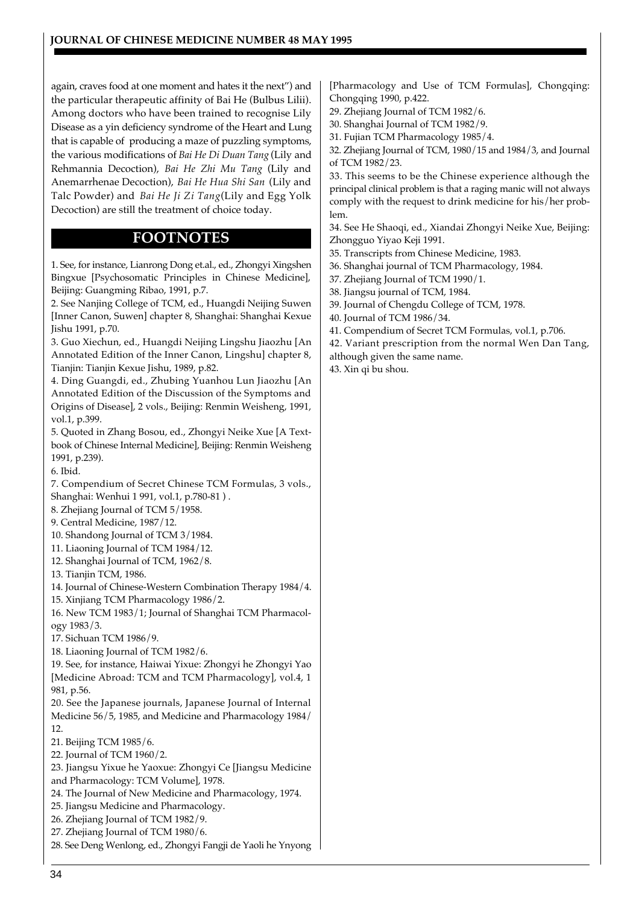again, craves food at one moment and hates it the next") and the particular therapeutic affinity of Bai He (Bulbus Lilii). Among doctors who have been trained to recognise Lily Disease as a yin deficiency syndrome of the Heart and Lung that is capable of producing a maze of puzzling symptoms, the various modifications of *Bai He Di Duan Tang* (Lily and Rehmannia Decoction), *Bai He Zhi Mu Tang* (Lily and Anemarrhenae Decoction), *Bai He Hua Shi San* (Lily and Talc Powder) and *Bai He Ji Zi Tang*(Lily and Egg Yolk Decoction) are still the treatment of choice today.

## FOOTNOTES

1. See, for instance, Lianrong Dong et.al., ed., Zhongyi Xingshen Bingxue [Psychosomatic Principles in Chinese Medicine], Beijing: Guangming Ribao, 1991, p.7.
2. See Nanjing College of TCM, ed., Huangdi Neijing Suwen [Inner Canon, Suwen] chapter 8, Shanghai: Shanghai Kexue Jishu 1991, p.70.
3. Guo Xiechun, ed., Huangdi Neijing Lingshu Jiaozhu [An Annotated Edition of the Inner Canon, Lingshu] chapter 8, Tianjin: Tianjin Kexue Jishu, 1989, p.82.
4. Ding Guangdi, ed., Zhubing Yuanhou Lun Jiaozhu [An Annotated Edition of the Discussion of the Symptoms and Origins of Disease], 2 vols., Beijing: Renmin Weisheng, 1991, vol.1, p.399.
5. Quoted in Zhang Bosou, ed., Zhongyi Neike Xue [A Textbook of Chinese Internal Medicine], Beijing: Renmin Weisheng 1991, p.239).
6. Ibid.
7. Compendium of Secret Chinese TCM Formulas, 3 vols., Shanghai: Wenhui 1 991, vol.1, p.780-81 ) .
8. Zhejiang Journal of TCM 5/1958.
9. Central Medicine, 1987/12.
10. Shandong Journal of TCM 3/1984.
11. Liaoning Journal of TCM 1984/12.
12. Shanghai Journal of TCM, 1962/8.
13. Tianjin TCM, 1986.
14. Journal of Chinese-Western Combination Therapy 1984/4.
15. Xinjiang TCM Pharmacology 1986/2.
16. New TCM 1983/1; Journal of Shanghai TCM Pharmacology 1983/3.
17. Sichuan TCM 1986/9.
18. Liaoning Journal of TCM 1982/6.
19. See, for instance, Haiwai Yixue: Zhongyi he Zhongyi Yao [Medicine Abroad: TCM and TCM Pharmacology], vol.4, 1 981, p.56.
20. See the Japanese journals, Japanese Journal of Internal Medicine 56/5, 1985, and Medicine and Pharmacology 1984/ 12.
21. Beijing TCM 1985/6.
22. Journal of TCM 1960/2.
23. Jiangsu Yixue he Yaoxue: Zhongyi Ce [Jiangsu Medicine and Pharmacology: TCM Volume], 1978.
24. The Journal of New Medicine and Pharmacology, 1974.
25. Jiangsu Medicine and Pharmacology.
26. Zhejiang Journal of TCM 1982/9.
27. Zhejiang Journal of TCM 1980/6.
28. See Deng Wenlong, ed., Zhongyi Fangji de Yaoli he Ynyong [Pharmacology and Use of TCM Formulas], Chongqing: Chongqing 1990, p.422.
29. Zhejiang Journal of TCM 1982/6.
30. Shanghai Journal of TCM 1982/9.
31. Fujian TCM Pharmacology 1985/4.
32. Zhejiang Journal of TCM, 1980/15 and 1984/3, and Journal of TCM 1982/23.
33. This seems to be the Chinese experience although the principal clinical problem is that a raging manic will not always comply with the request to drink medicine for his/her problem.
34. See He Shaoqi, ed., Xiandai Zhongyi Neike Xue, Beijing: Zhongguo Yiyao Keji 1991.
35. Transcripts from Chinese Medicine, 1983.
36. Shanghai journal of TCM Pharmacology, 1984.
37. Zhejiang Journal of TCM 1990/1.
38. Jiangsu journal of TCM, 1984.
39. Journal of Chengdu College of TCM, 1978.
40. Journal of TCM 1986/34.
41. Compendium of Secret TCM Formulas, vol.1, p.706.
42. Variant prescription from the normal Wen Dan Tang, although given the same name.
43. Xin qi bu shou.